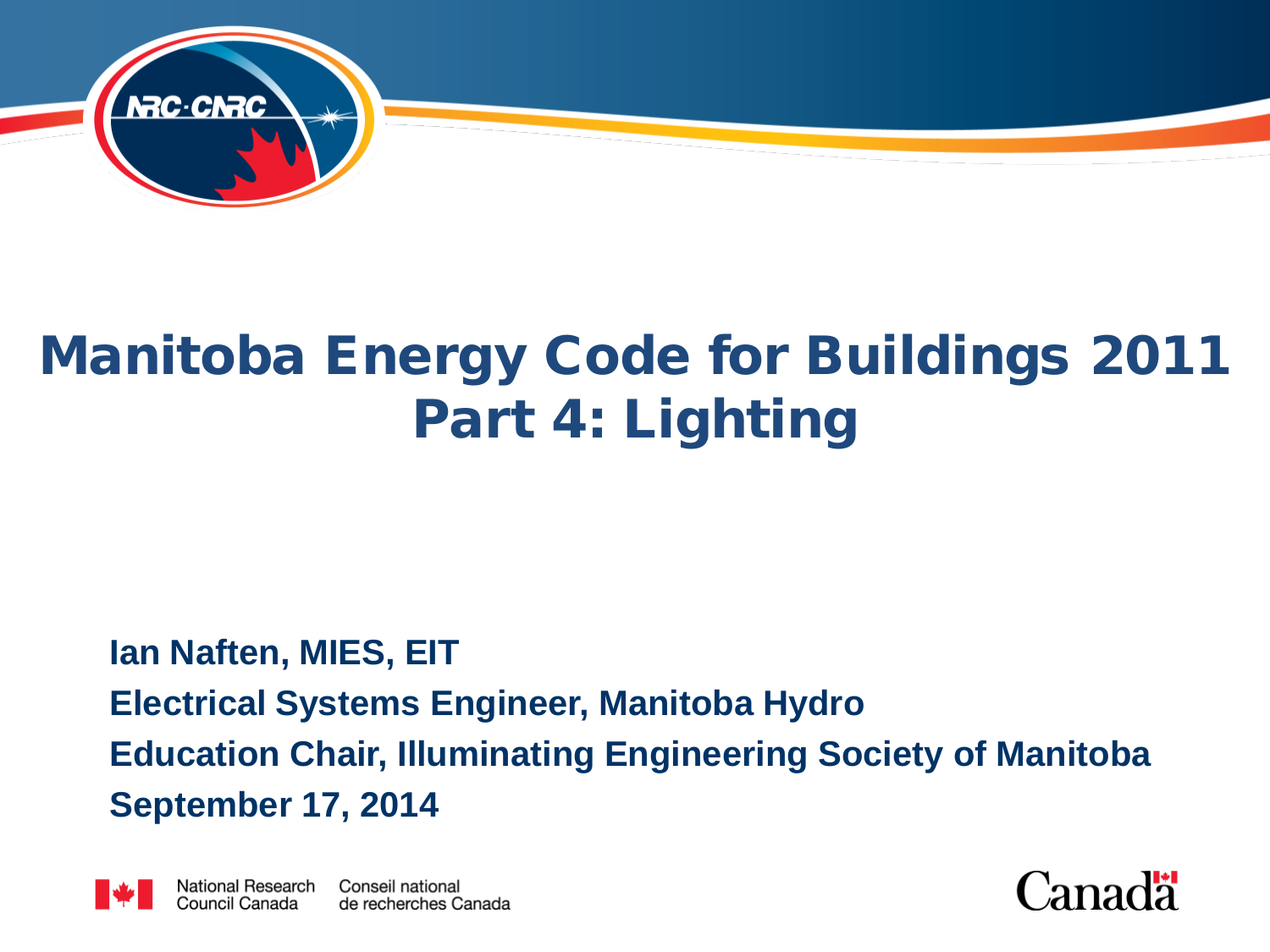# Manitoba Energy Code for Buildings 2011
# Part 4: Lighting

**Ian Naften, MIES, EIT**

**Electrical Systems Engineer, Manitoba Hydro**

**Education Chair, Illuminating Engineering Society of Manitoba**

**September 17, 2014**

National Research Council Canada

Conseil national de recherches Canada

Canada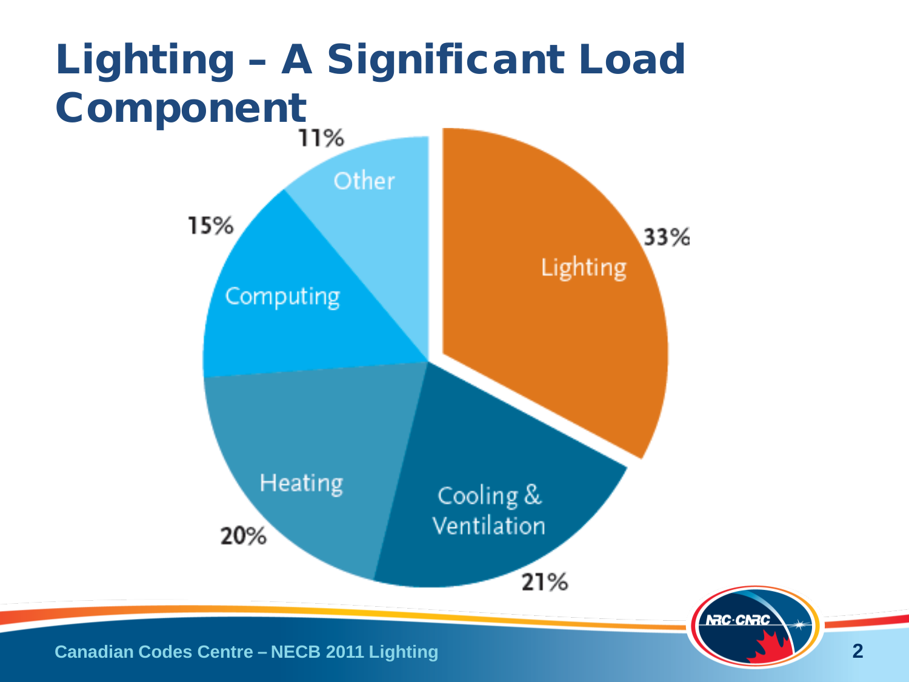# Lighting – A Significant Load Component

| Category | Percentage |
| --- | --- |
| Lighting | 33% |
| Cooling & Ventilation | 21% |
| Heating | 20% |
| Computing | 15% |
| Other | 11% |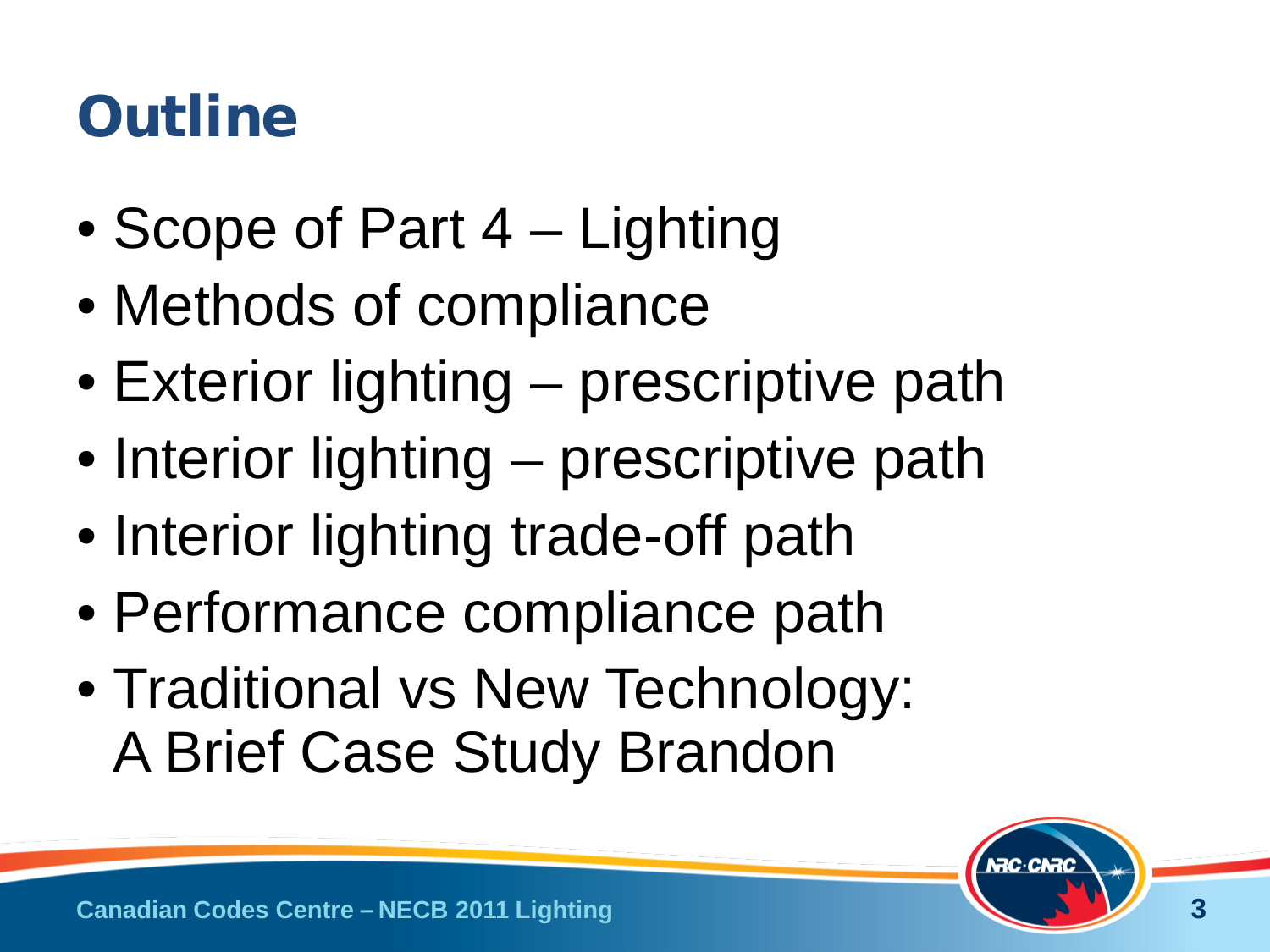# Outline

- Scope of Part 4 – Lighting
- Methods of compliance
- Exterior lighting – prescriptive path
- Interior lighting – prescriptive path
- Interior lighting trade-off path
- Performance compliance path
- Traditional vs New Technology: A Brief Case Study Brandon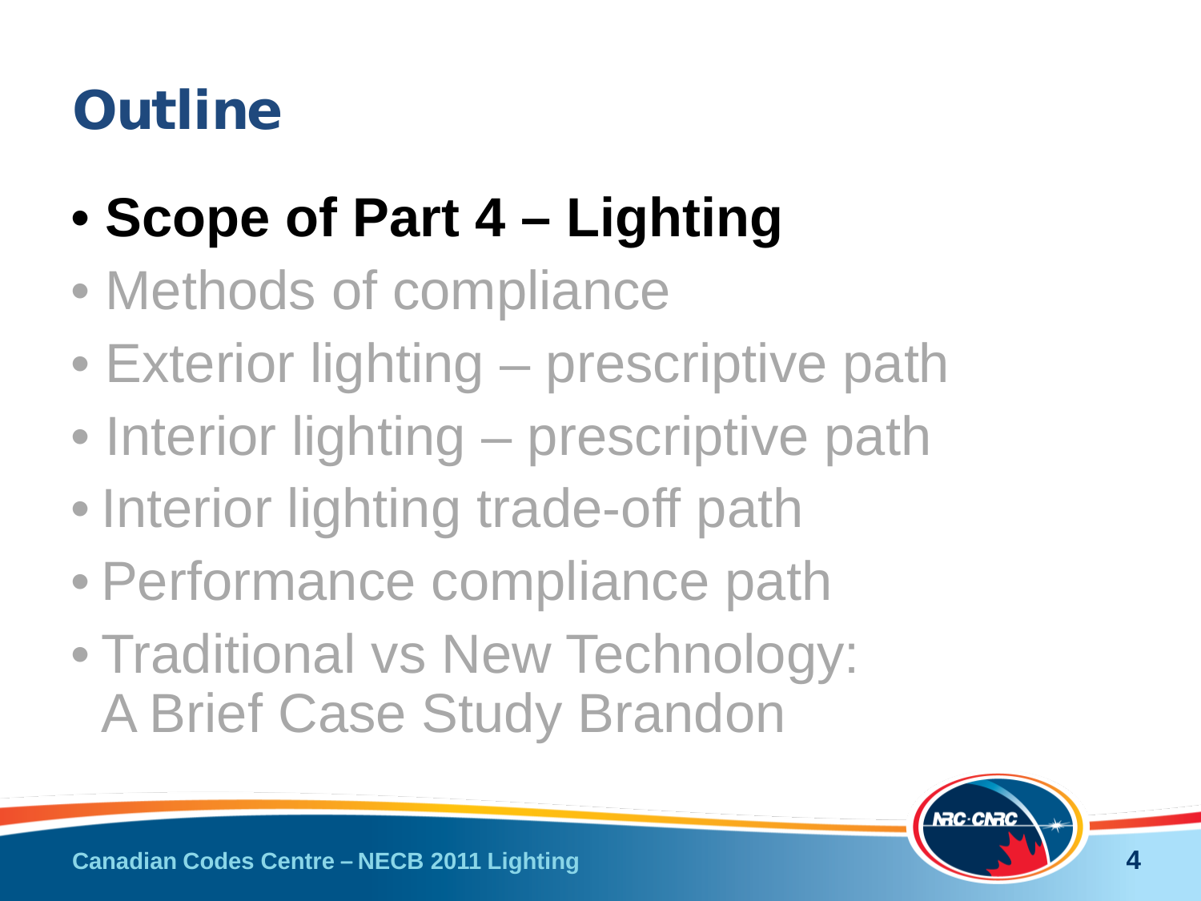# Outline

- **Scope of Part 4 – Lighting**
- Methods of compliance
- Exterior lighting – prescriptive path
- Interior lighting – prescriptive path
- Interior lighting trade-off path
- Performance compliance path
- Traditional vs New Technology: A Brief Case Study Brandon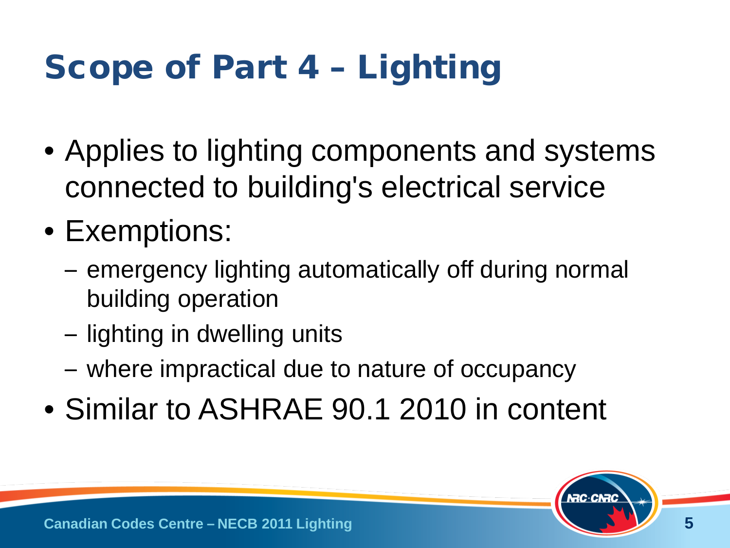# Scope of Part 4 – Lighting

- Applies to lighting components and systems connected to building's electrical service
- Exemptions:
  - emergency lighting automatically off during normal building operation
  - lighting in dwelling units
  - where impractical due to nature of occupancy
- Similar to ASHRAE 90.1 2010 in content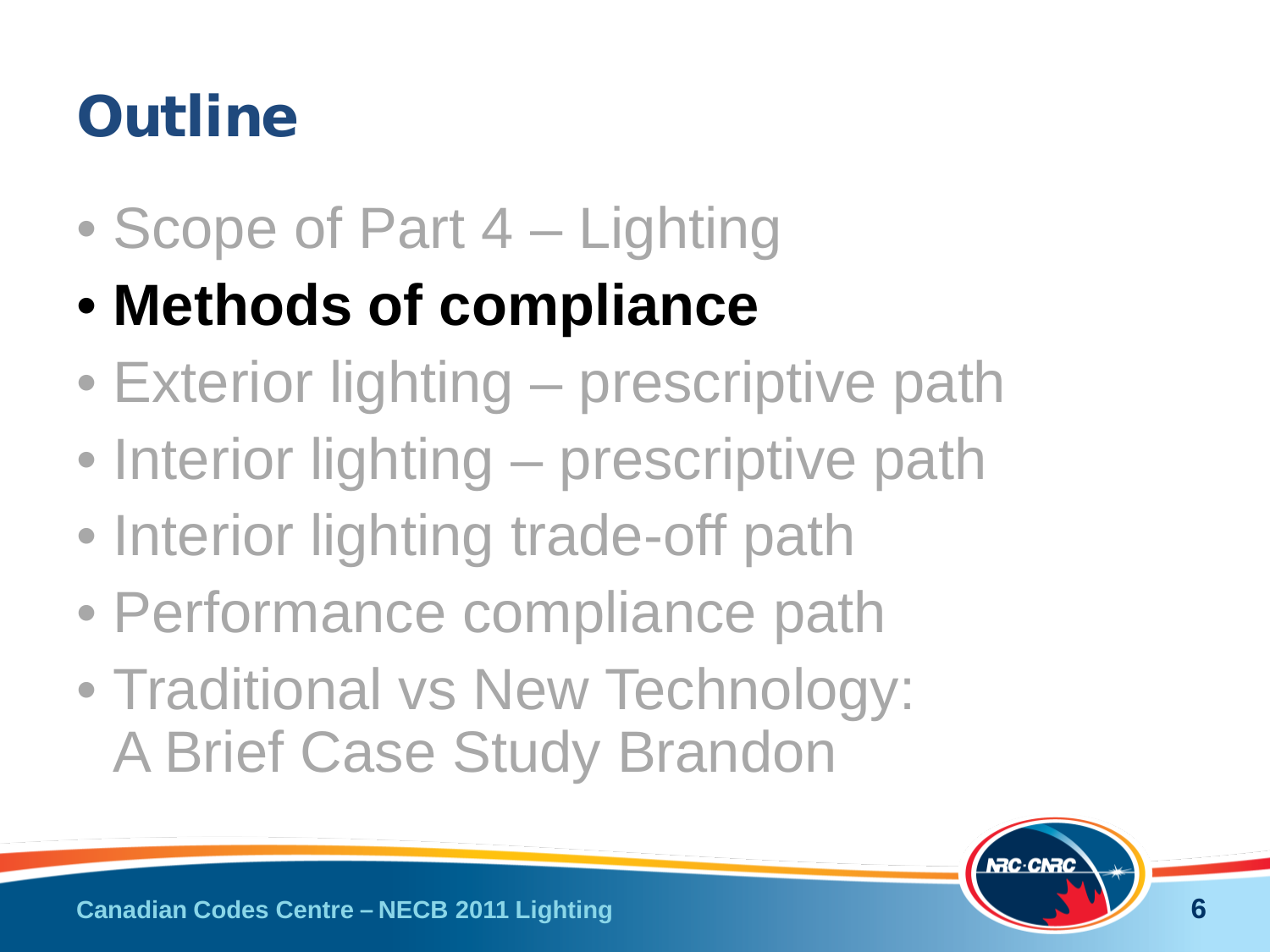# Outline

- Scope of Part 4 – Lighting
- **Methods of compliance**
- Exterior lighting – prescriptive path
- Interior lighting – prescriptive path
- Interior lighting trade-off path
- Performance compliance path
- Traditional vs New Technology: A Brief Case Study Brandon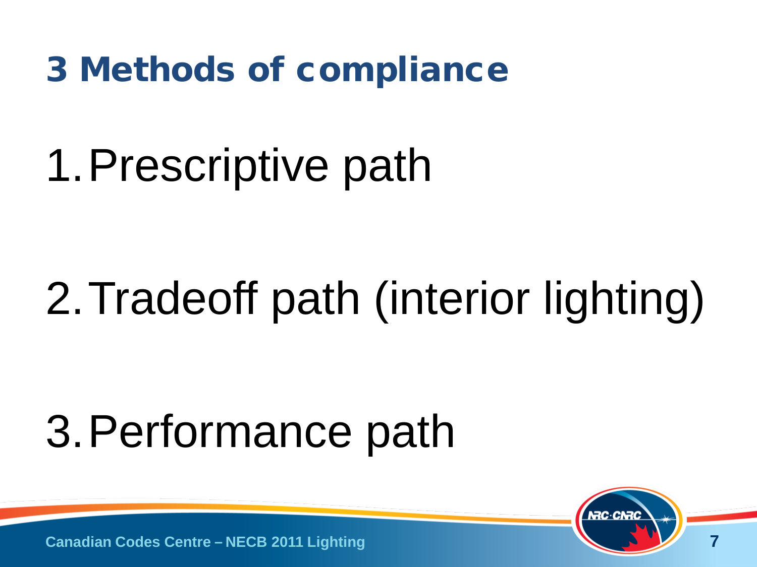# 3 Methods of compliance

1. Prescriptive path

2. Tradeoff path (interior lighting)

3. Performance path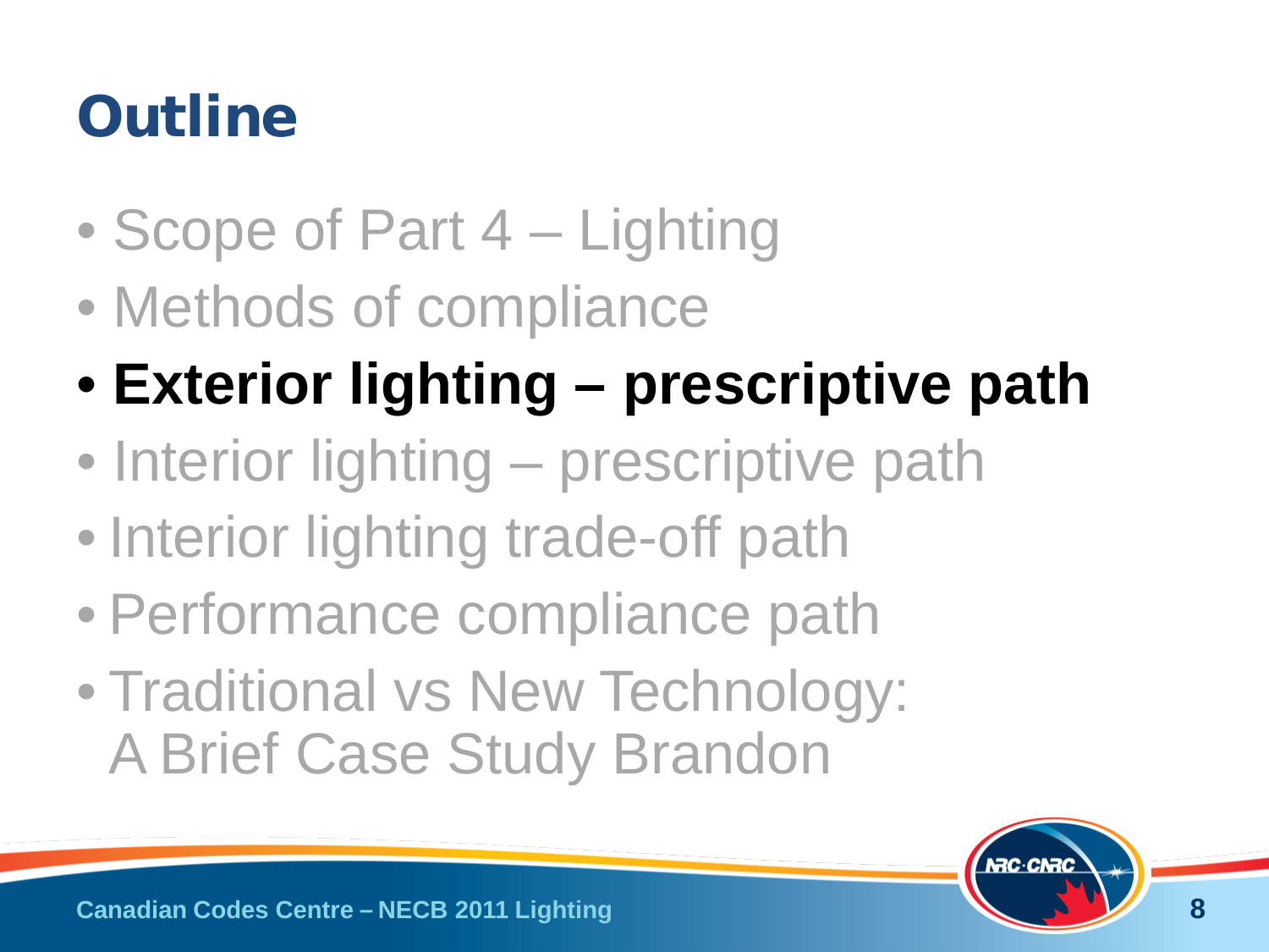# Outline

- Scope of Part 4 – Lighting
- Methods of compliance
- **Exterior lighting – prescriptive path**
- Interior lighting – prescriptive path
- Interior lighting trade-off path
- Performance compliance path
- Traditional vs New Technology: A Brief Case Study Brandon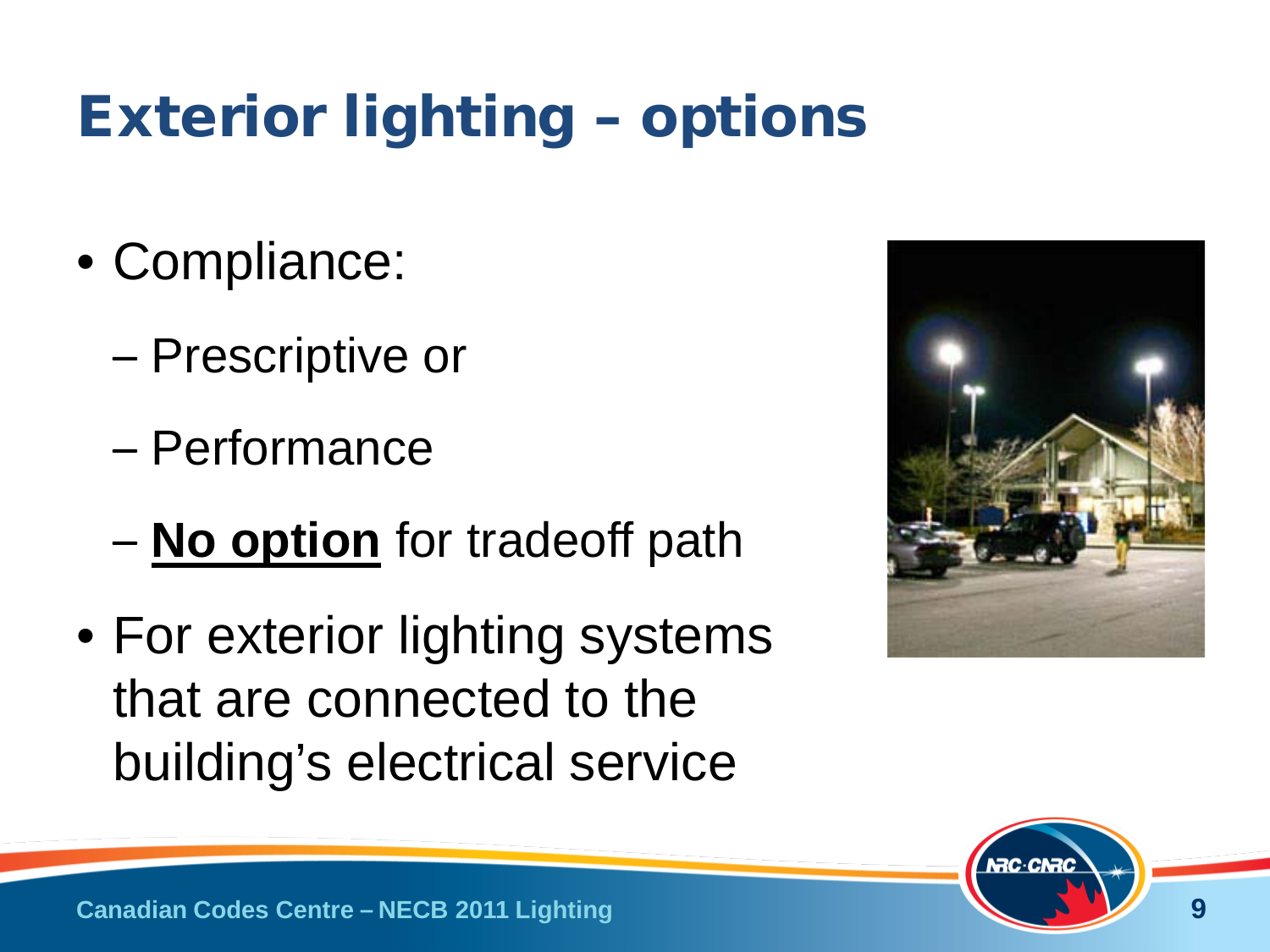# Exterior lighting – options

- Compliance:
  - Prescriptive or
  - Performance
  - **No option** for tradeoff path
- For exterior lighting systems that are connected to the building's electrical service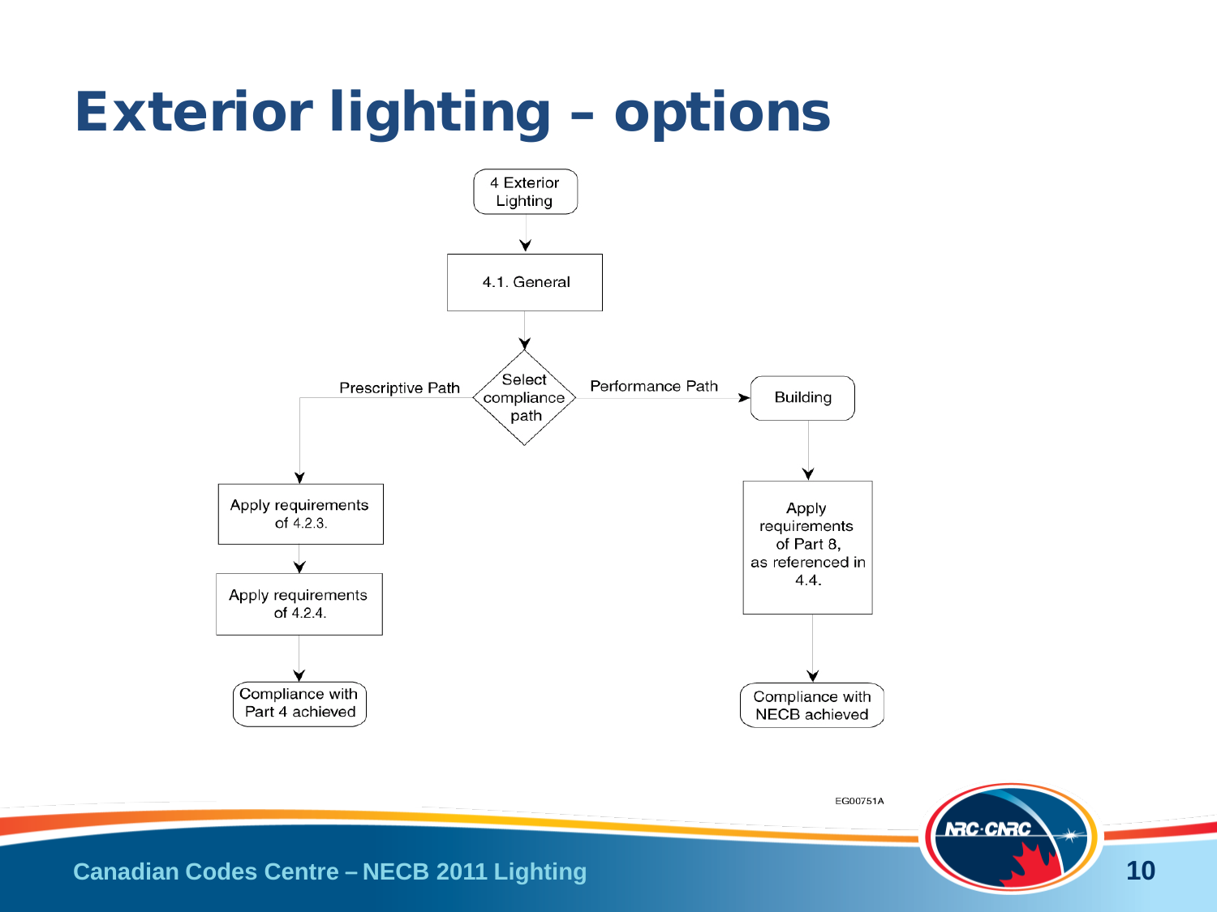# Exterior lighting – options

4 Exterior Lighting

4.1. General

Select compliance path

Prescriptive Path

- Apply requirements of 4.2.3.
- Apply requirements of 4.2.4.
- Compliance with Part 4 achieved

Performance Path

- Building
- Apply requirements of Part 8, as referenced in 4.4.
- Compliance with NECB achieved

EG00751A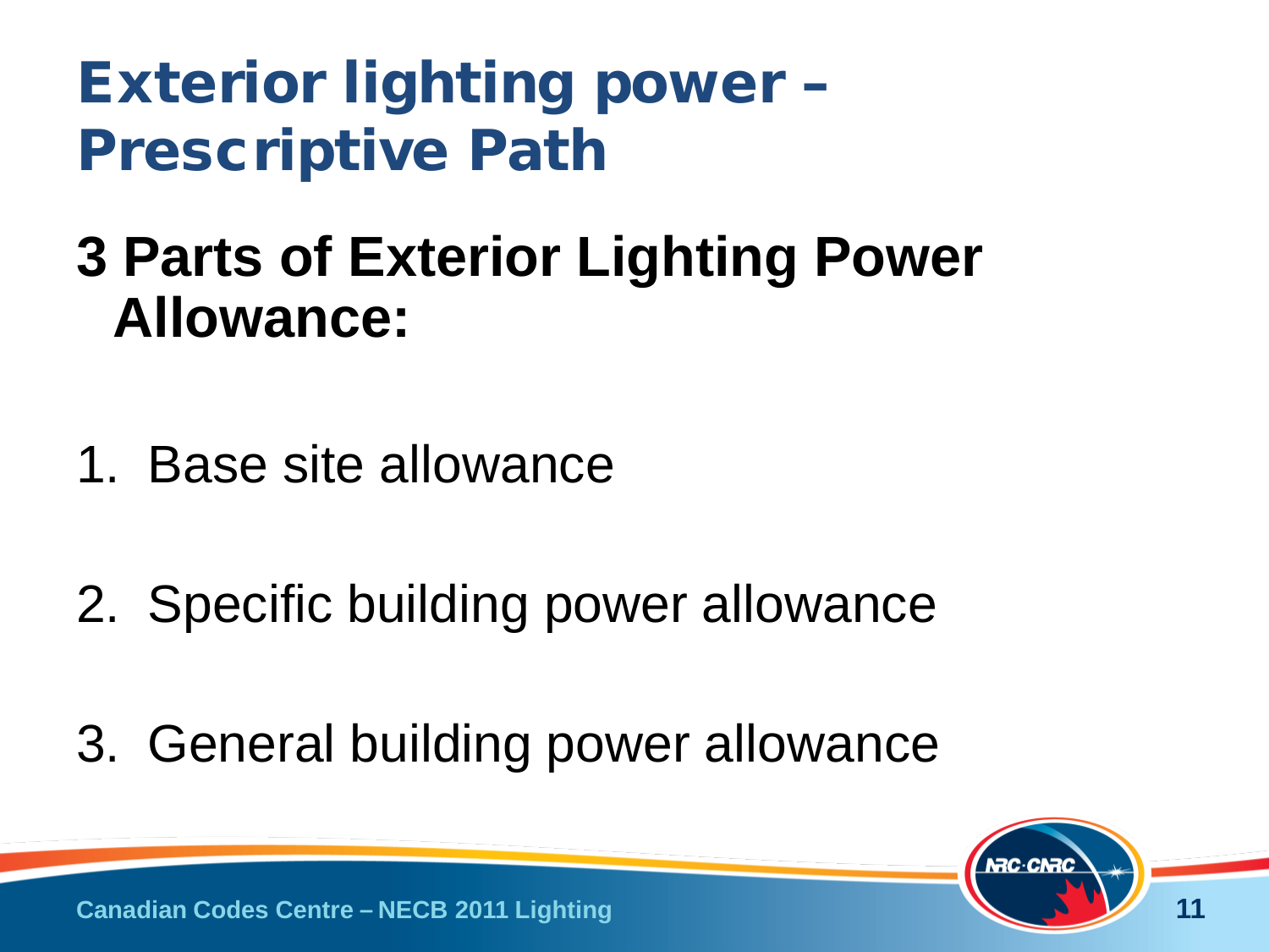# Exterior lighting power – Prescriptive Path

**3 Parts of Exterior Lighting Power Allowance:**

1. Base site allowance
2. Specific building power allowance
3. General building power allowance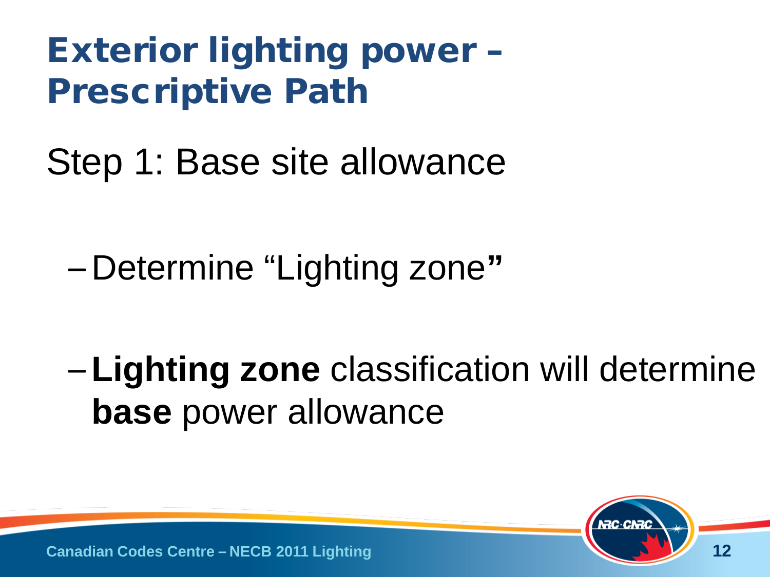# Exterior lighting power – Prescriptive Path

Step 1: Base site allowance

- Determine “Lighting zone”

- **Lighting zone** classification will determine **base** power allowance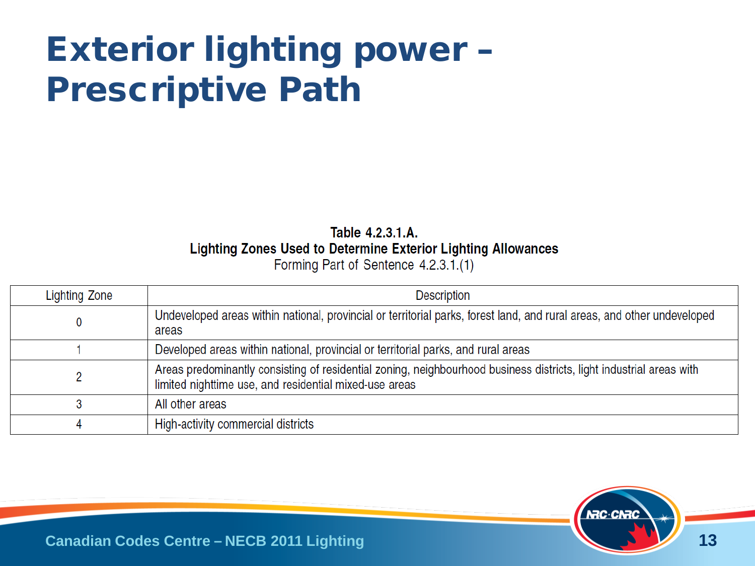# Exterior lighting power – Prescriptive Path

**Table 4.2.3.1.A.**
**Lighting Zones Used to Determine Exterior Lighting Allowances**
Forming Part of Sentence 4.2.3.1.(1)

| Lighting Zone | Description |
|---|---|
| 0 | Undeveloped areas within national, provincial or territorial parks, forest land, and rural areas, and other undeveloped areas |
| 1 | Developed areas within national, provincial or territorial parks, and rural areas |
| 2 | Areas predominantly consisting of residential zoning, neighbourhood business districts, light industrial areas with limited nighttime use, and residential mixed-use areas |
| 3 | All other areas |
| 4 | High-activity commercial districts |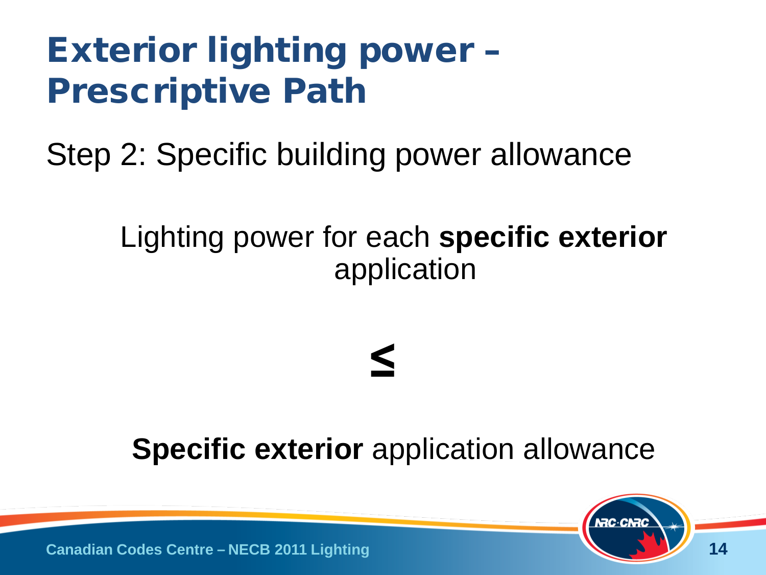# Exterior lighting power – Prescriptive Path

Step 2: Specific building power allowance

Lighting power for each **specific exterior** application

$$\leq$$

**Specific exterior** application allowance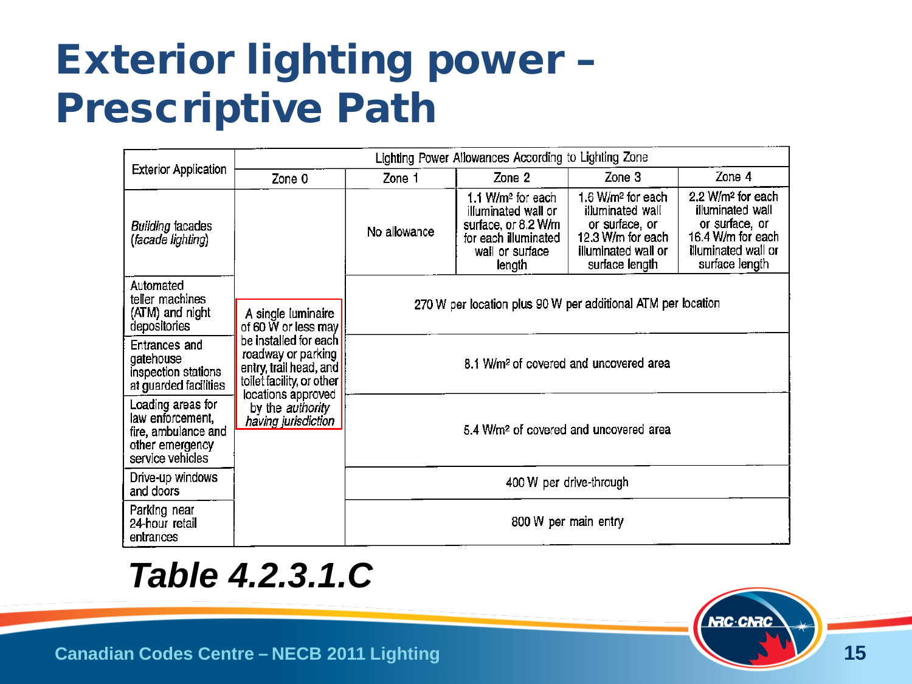# Exterior lighting power – Prescriptive Path

| Exterior Application | Lighting Power Allowances According to Lighting Zone | | | | |
|---|---|---|---|---|---|
| | Zone 0 | Zone 1 | Zone 2 | Zone 3 | Zone 4 |
| *Building* facades (*facade lighting*) | A single luminaire of 60 W or less may be installed for each roadway or parking entry, trail head, and toilet facility, or other locations approved by the *authority having jurisdiction* | No allowance | 1.1 W/m² for each illuminated wall or surface, or 8.2 W/m for each illuminated wall or surface length | 1.6 W/m² for each illuminated wall or surface, or 12.3 W/m for each illuminated wall or surface length | 2.2 W/m² for each illuminated wall or surface, or 16.4 W/m for each illuminated wall or surface length |
| Automated teller machines (ATM) and night depositories | | 270 W per location plus 90 W per additional ATM per location | | | |
| Entrances and gatehouse inspection stations at guarded facilities | | 8.1 W/m² of covered and uncovered area | | | |
| Loading areas for law enforcement, fire, ambulance and other emergency service vehicles | | 5.4 W/m² of covered and uncovered area | | | |
| Drive-up windows and doors | | 400 W per drive-through | | | |
| Parking near 24-hour retail entrances | | 800 W per main entry | | | |

***Table 4.2.3.1.C***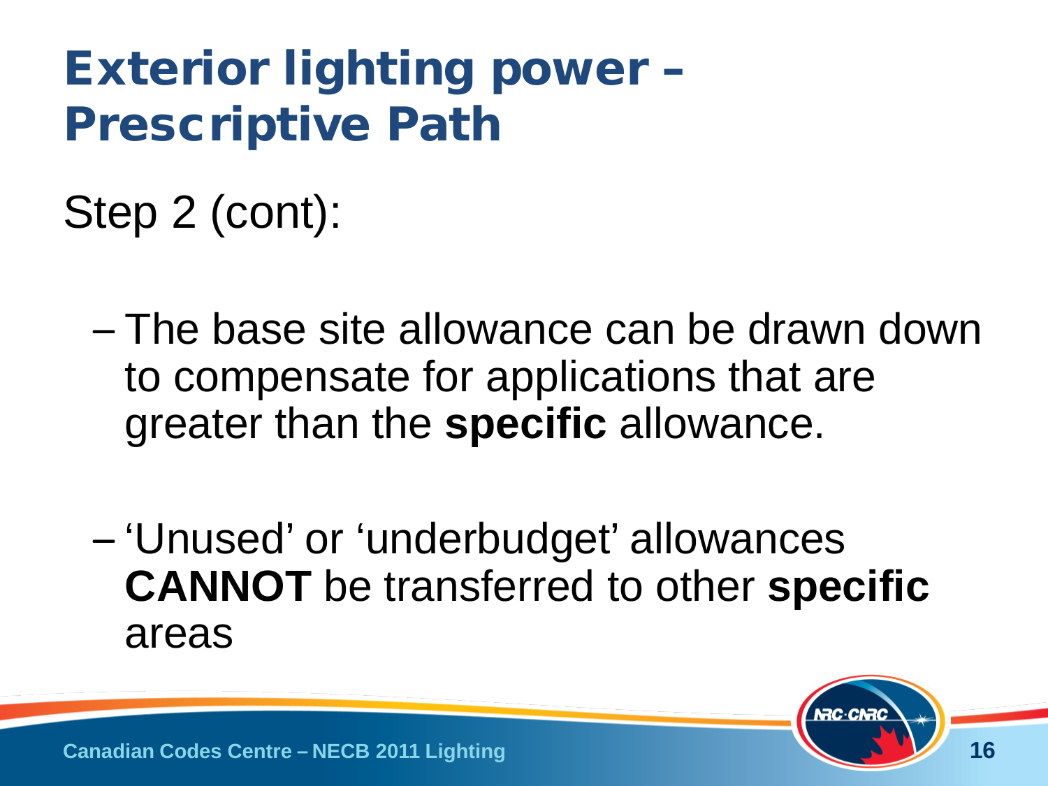# Exterior lighting power – Prescriptive Path

Step 2 (cont):

- The base site allowance can be drawn down to compensate for applications that are greater than the **specific** allowance.
- 'Unused' or 'underbudget' allowances **CANNOT** be transferred to other **specific** areas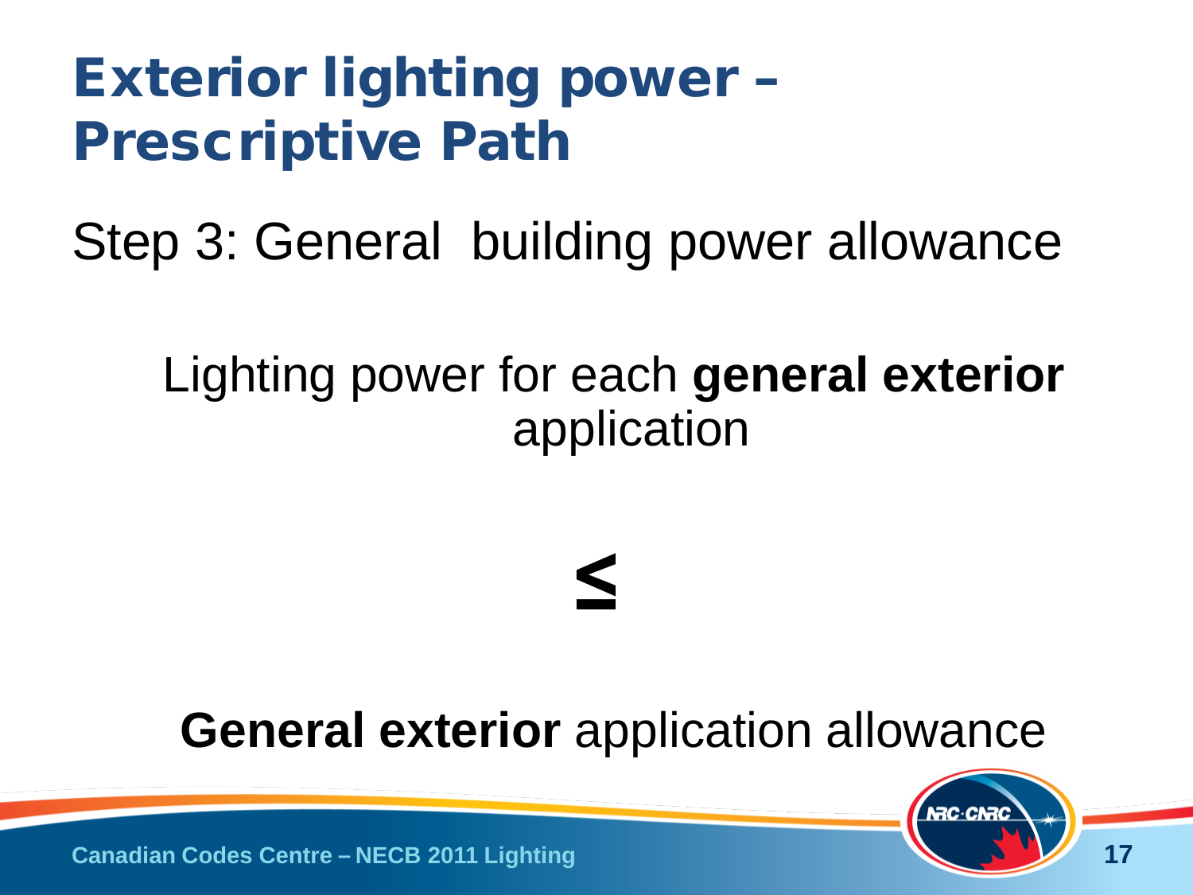# Exterior lighting power – Prescriptive Path

Step 3: General building power allowance

Lighting power for each **general exterior** application

$$\leq$$

**General exterior** application allowance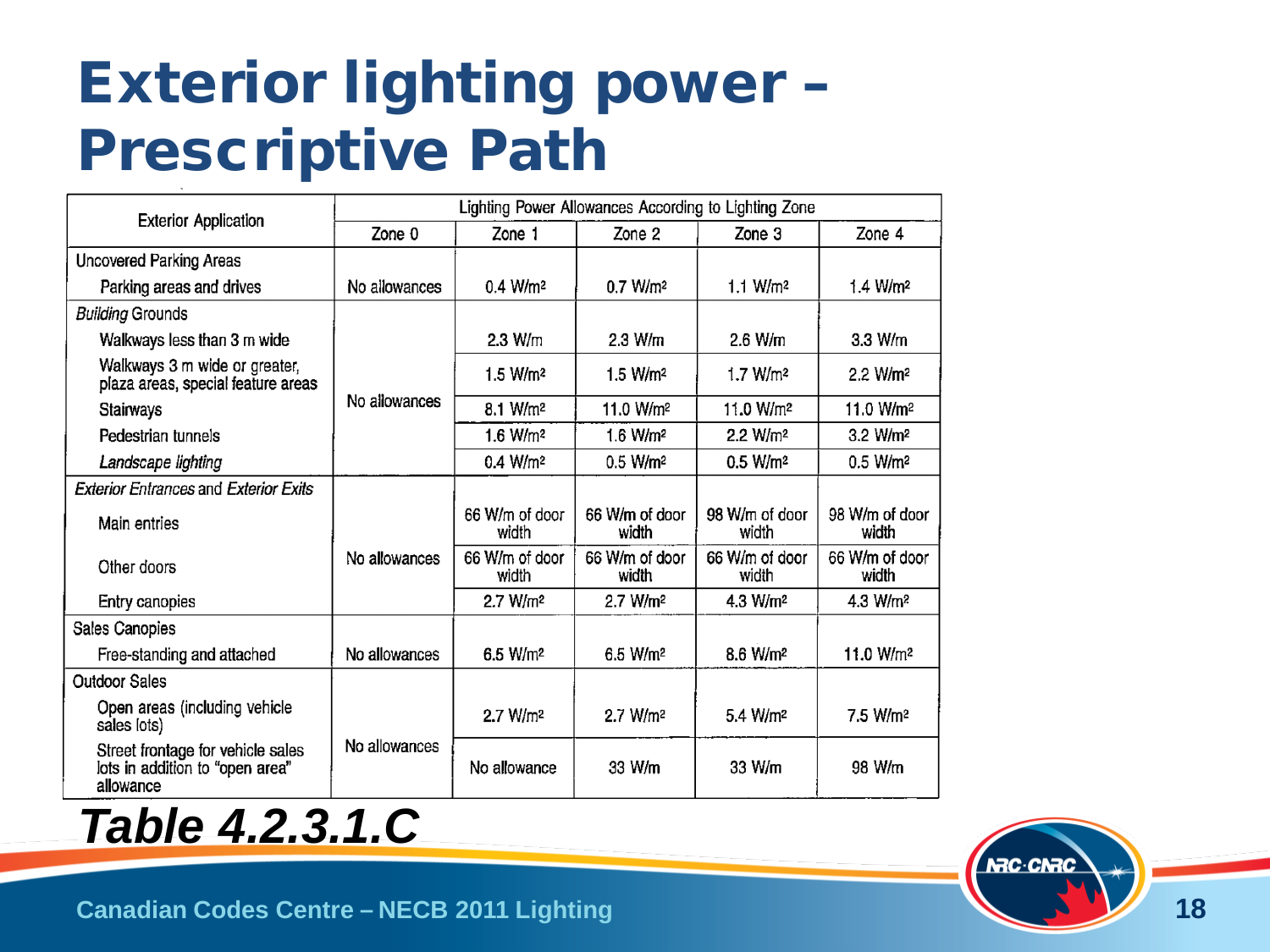# Exterior lighting power – Prescriptive Path

| Exterior Application | Lighting Power Allowances According to Lighting Zone | | | | |
|---|---|---|---|---|---|
| | Zone 0 | Zone 1 | Zone 2 | Zone 3 | Zone 4 |
| Uncovered Parking Areas | | | | | |
| Parking areas and drives | No allowances | 0.4 W/m² | 0.7 W/m² | 1.1 W/m² | 1.4 W/m² |
| *Building* Grounds | No allowances | | | | |
| Walkways less than 3 m wide | | 2.3 W/m | 2.3 W/m | 2.6 W/m | 3.3 W/m |
| Walkways 3 m wide or greater, plaza areas, special feature areas | | 1.5 W/m² | 1.5 W/m² | 1.7 W/m² | 2.2 W/m² |
| Stairways | | 8.1 W/m² | 11.0 W/m² | 11.0 W/m² | 11.0 W/m² |
| Pedestrian tunnels | | 1.6 W/m² | 1.6 W/m² | 2.2 W/m² | 3.2 W/m² |
| *Landscape lighting* | | 0.4 W/m² | 0.5 W/m² | 0.5 W/m² | 0.5 W/m² |
| *Exterior Entrances* and *Exterior Exits* | No allowances | | | | |
| Main entries | | 66 W/m of door width | 66 W/m of door width | 98 W/m of door width | 98 W/m of door width |
| Other doors | | 66 W/m of door width | 66 W/m of door width | 66 W/m of door width | 66 W/m of door width |
| Entry canopies | | 2.7 W/m² | 2.7 W/m² | 4.3 W/m² | 4.3 W/m² |
| Sales Canopies | | | | | |
| Free-standing and attached | No allowances | 6.5 W/m² | 6.5 W/m² | 8.6 W/m² | 11.0 W/m² |
| Outdoor Sales | No allowances | | | | |
| Open areas (including vehicle sales lots) | | 2.7 W/m² | 2.7 W/m² | 5.4 W/m² | 7.5 W/m² |
| Street frontage for vehicle sales lots in addition to "open area" allowance | | No allowance | 33 W/m | 33 W/m | 98 W/m |

***Table 4.2.3.1.C***

**Canadian Codes Centre – NECB 2011 Lighting**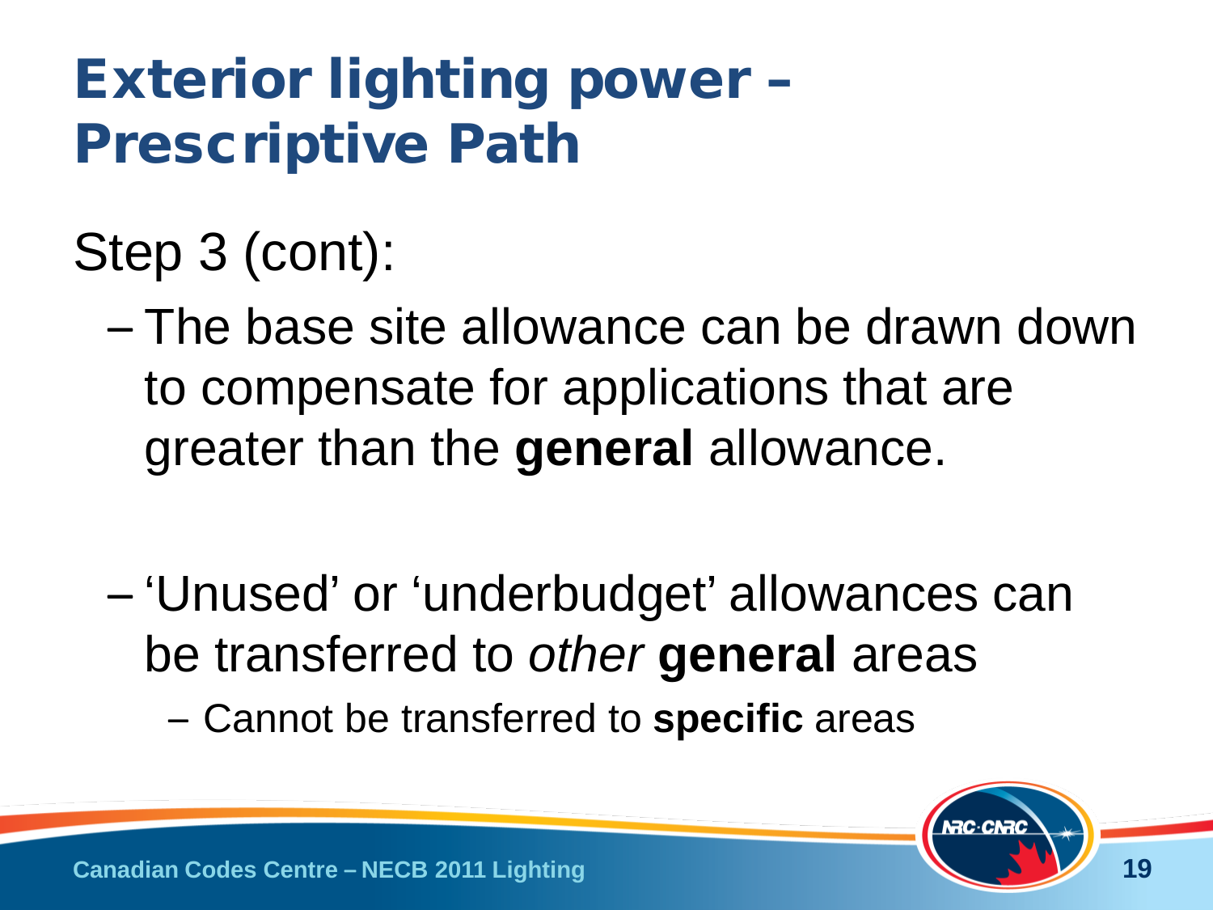# Exterior lighting power – Prescriptive Path

Step 3 (cont):

- The base site allowance can be drawn down to compensate for applications that are greater than the **general** allowance.

- 'Unused' or 'underbudget' allowances can be transferred to *other* **general** areas
  - Cannot be transferred to **specific** areas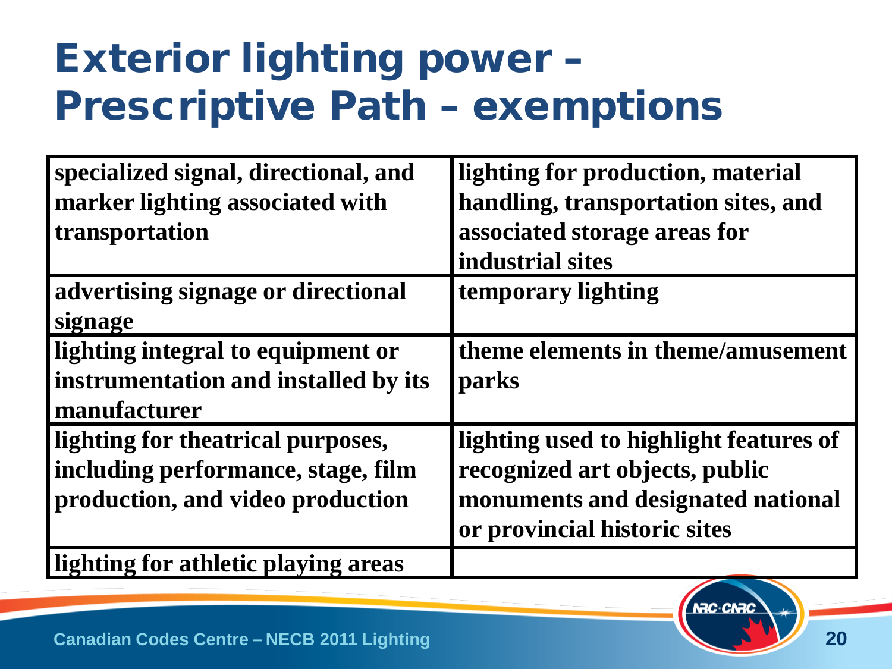# Exterior lighting power – Prescriptive Path – exemptions

| | |
|---|---|
| **specialized signal, directional, and marker lighting associated with transportation** | **lighting for production, material handling, transportation sites, and associated storage areas for industrial sites** |
| **advertising signage or directional signage** | **temporary lighting** |
| **lighting integral to equipment or instrumentation and installed by its manufacturer** | **theme elements in theme/amusement parks** |
| **lighting for theatrical purposes, including performance, stage, film production, and video production** | **lighting used to highlight features of recognized art objects, public monuments and designated national or provincial historic sites** |
| **lighting for athletic playing areas** | |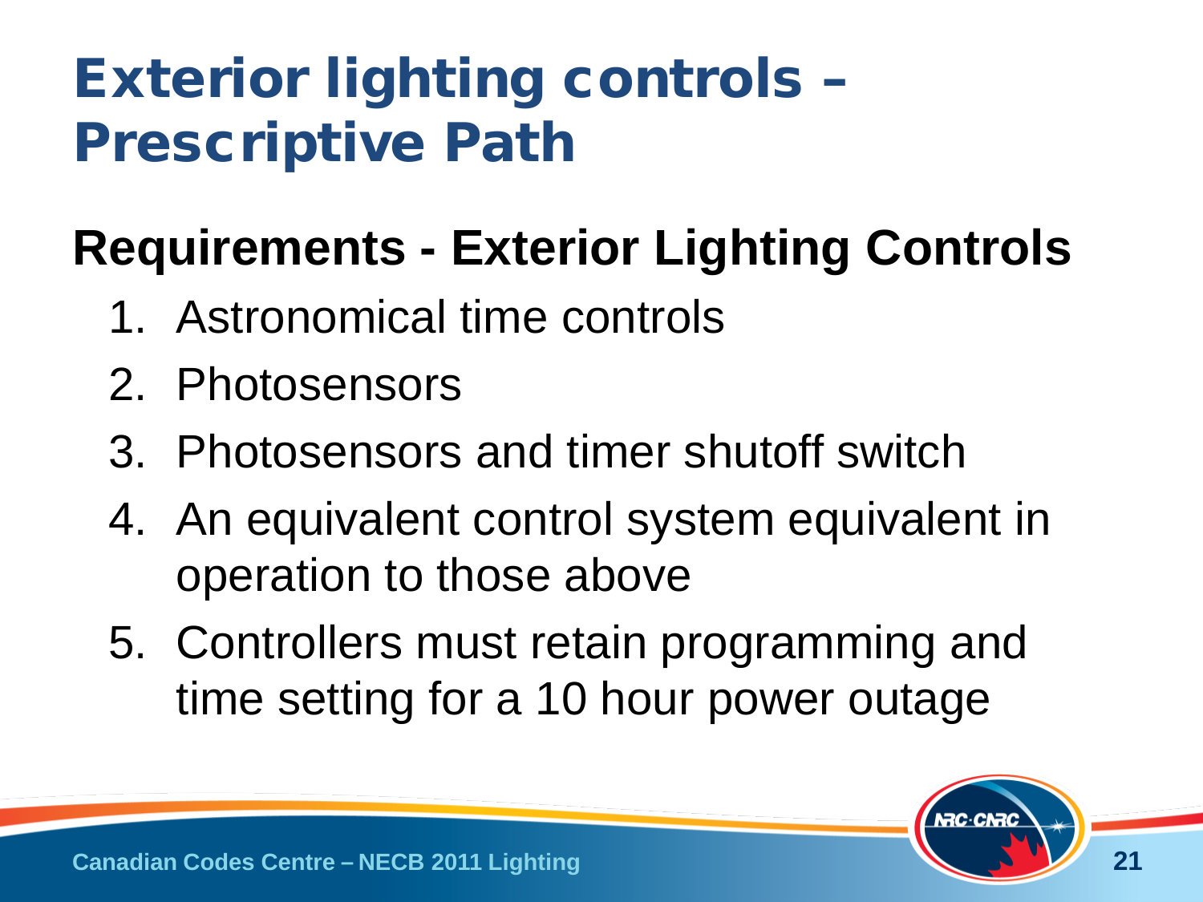# Exterior lighting controls – Prescriptive Path

## Requirements - Exterior Lighting Controls

1. Astronomical time controls
2. Photosensors
3. Photosensors and timer shutoff switch
4. An equivalent control system equivalent in operation to those above
5. Controllers must retain programming and time setting for a 10 hour power outage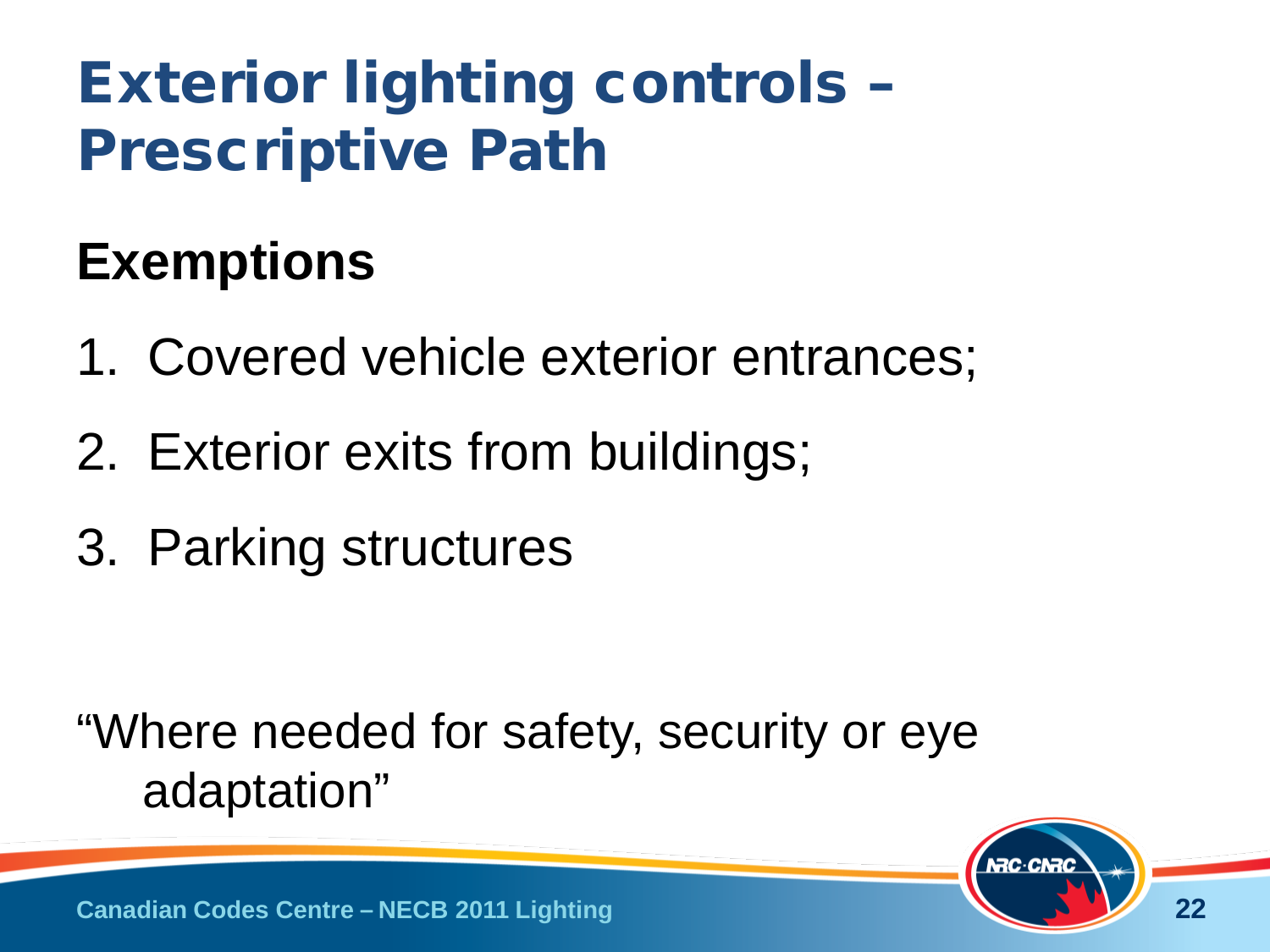# Exterior lighting controls – Prescriptive Path

## Exemptions

1. Covered vehicle exterior entrances;
2. Exterior exits from buildings;
3. Parking structures

"Where needed for safety, security or eye adaptation"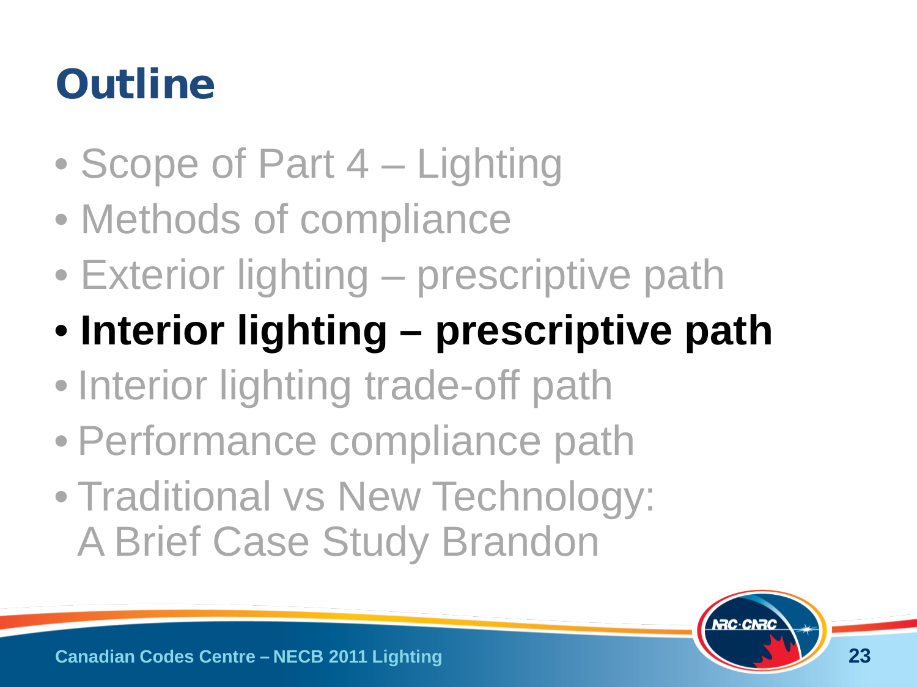# Outline

- Scope of Part 4 – Lighting
- Methods of compliance
- Exterior lighting – prescriptive path
- **Interior lighting – prescriptive path**
- Interior lighting trade-off path
- Performance compliance path
- Traditional vs New Technology: A Brief Case Study Brandon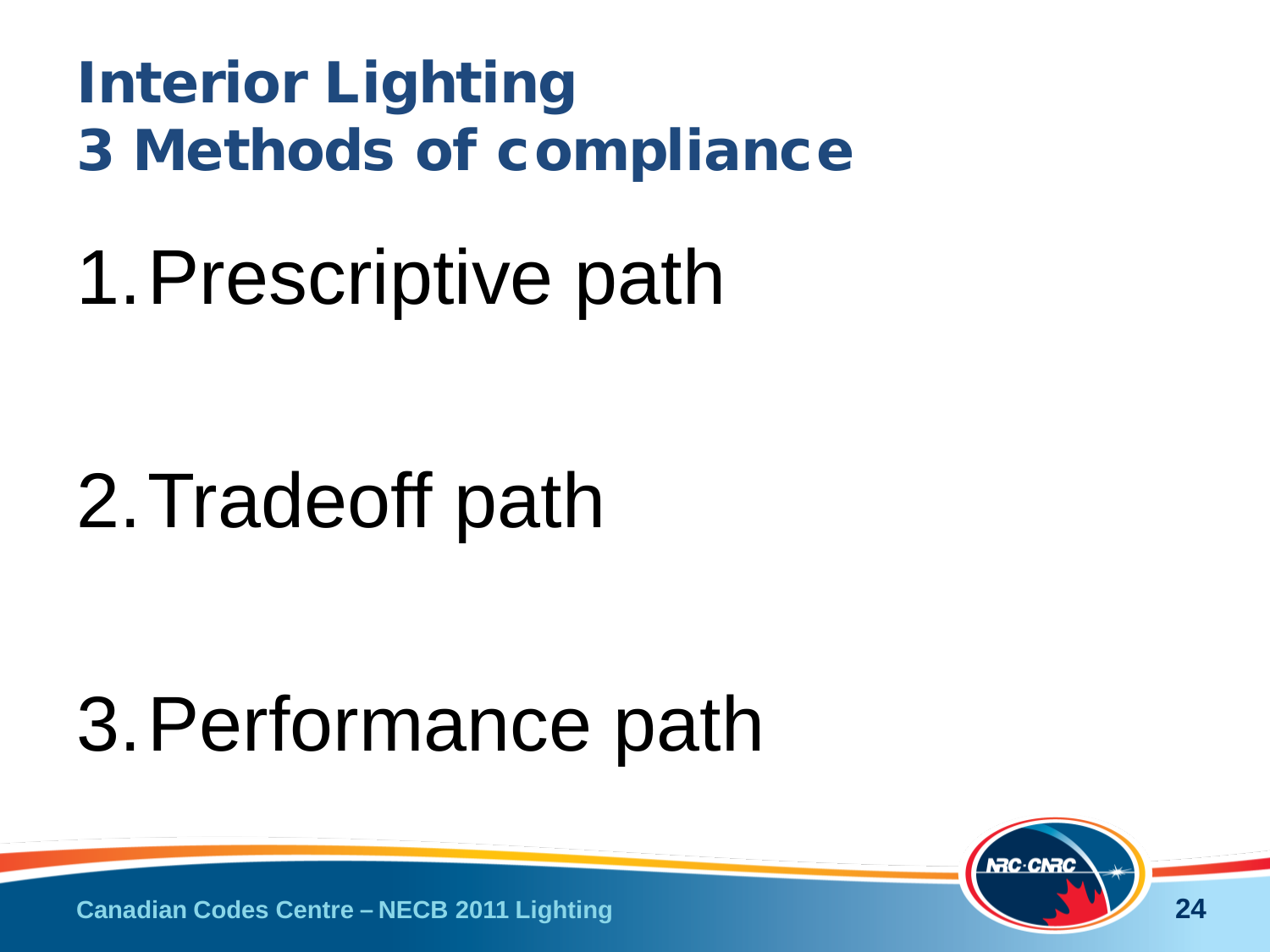# Interior Lighting
# 3 Methods of compliance

1. Prescriptive path

2. Tradeoff path

3. Performance path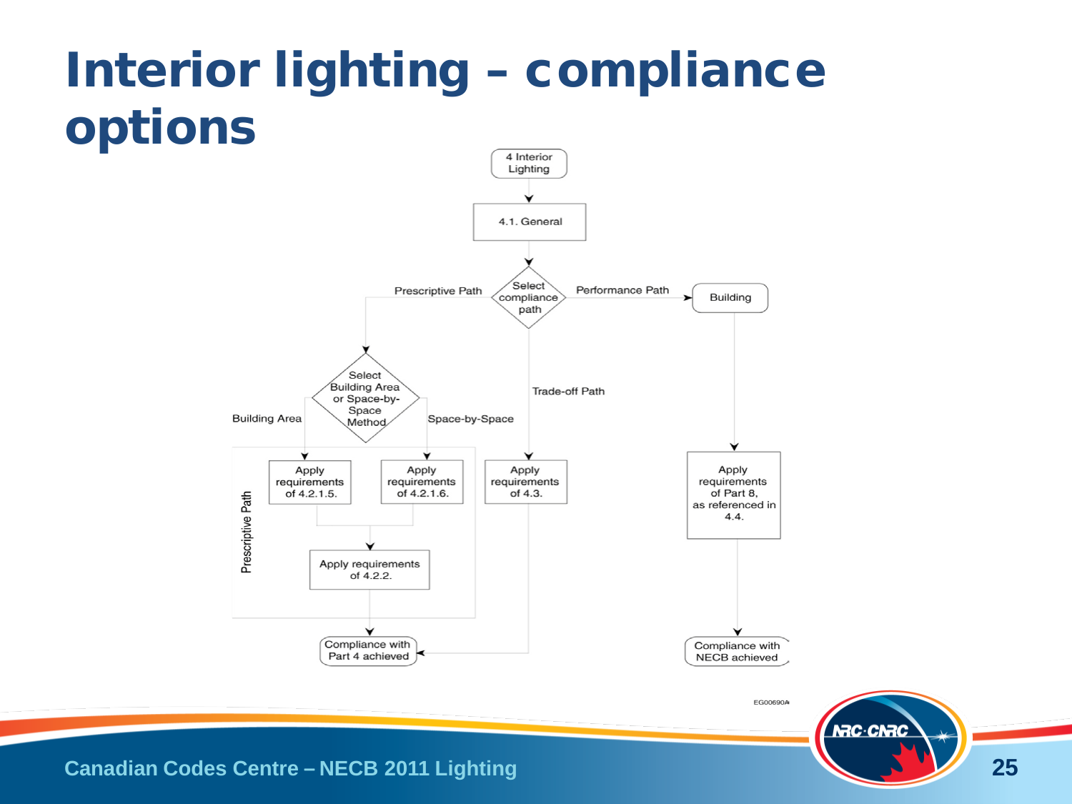# Interior lighting – compliance options

4 Interior Lighting

4.1. General

Select compliance path

Prescriptive Path

Performance Path

Building

Select Building Area or Space-by-Space Method

Trade-off Path

Building Area

Space-by-Space

Prescriptive Path

Apply requirements of 4.2.1.5.

Apply requirements of 4.2.1.6.

Apply requirements of 4.3.

Apply requirements of Part 8, as referenced in 4.4.

Apply requirements of 4.2.2.

Compliance with Part 4 achieved

Compliance with NECB achieved

EG00690A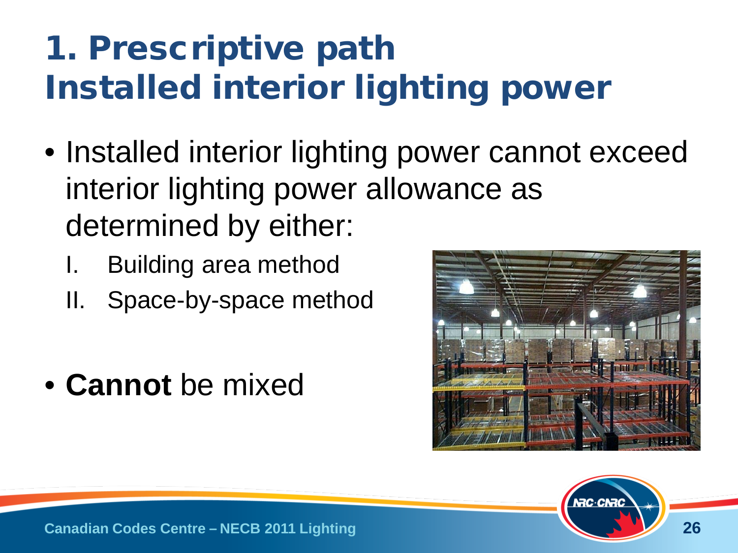# 1. Prescriptive path Installed interior lighting power

- Installed interior lighting power cannot exceed interior lighting power allowance as determined by either:
  I. Building area method
  II. Space-by-space method

- **Cannot** be mixed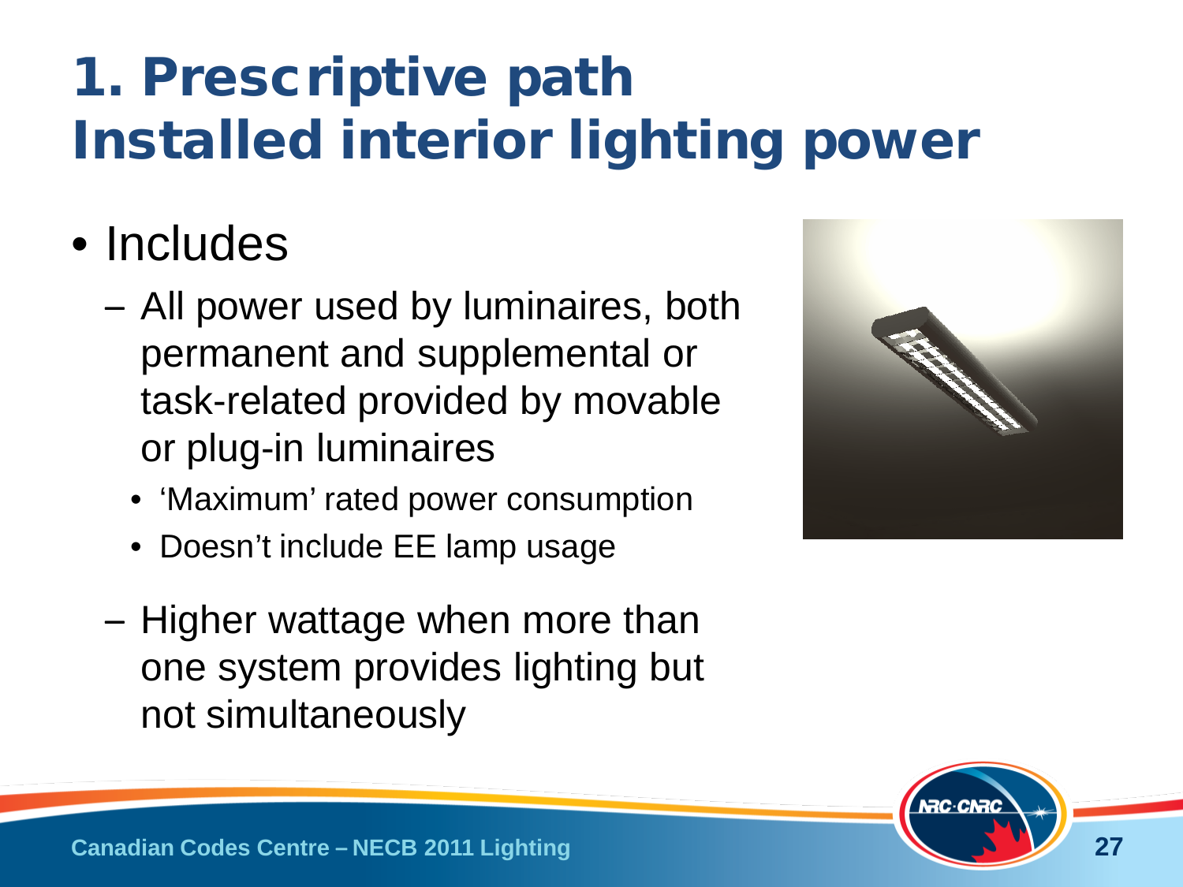# 1. Prescriptive path
# Installed interior lighting power

- Includes
  - All power used by luminaires, both permanent and supplemental or task-related provided by movable or plug-in luminaires
    - 'Maximum' rated power consumption
    - Doesn't include EE lamp usage
  - Higher wattage when more than one system provides lighting but not simultaneously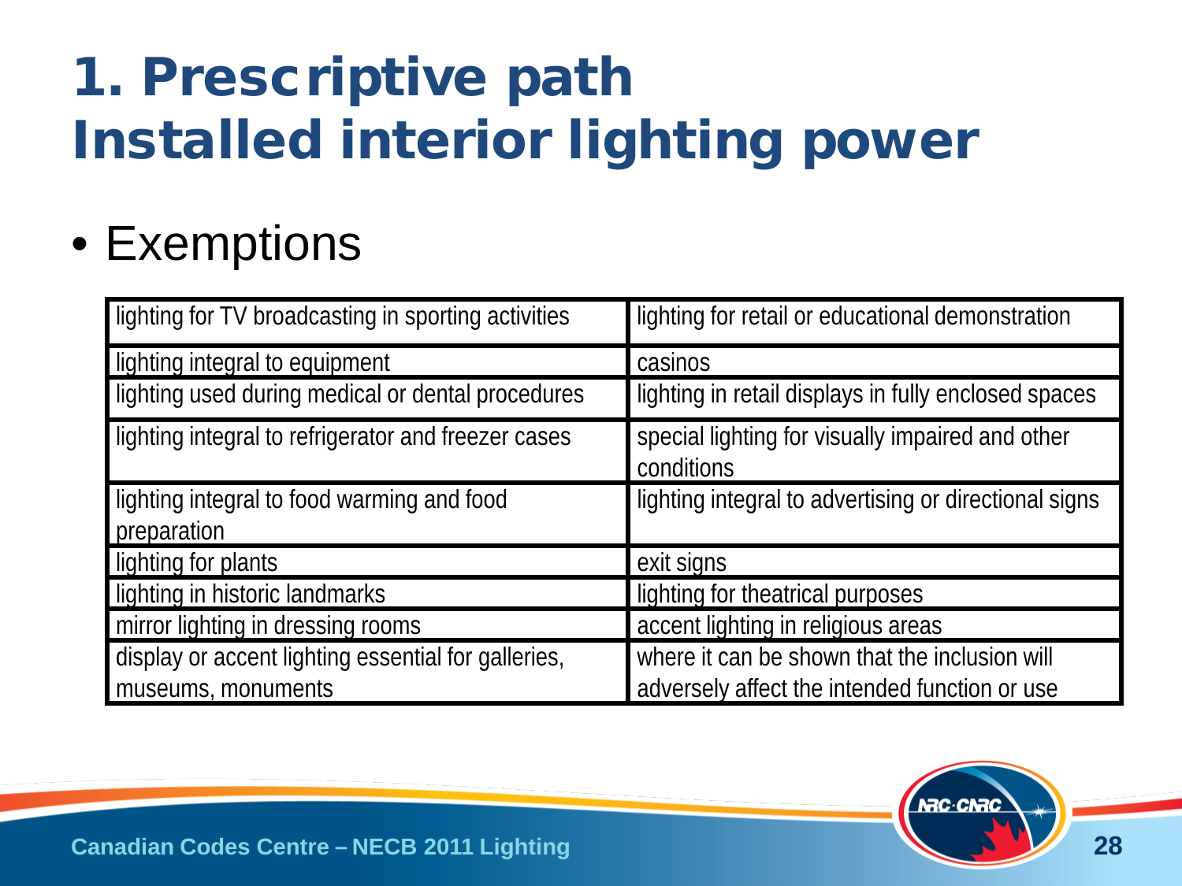# 1. Prescriptive path Installed interior lighting power

- Exemptions

| | |
|---|---|
| lighting for TV broadcasting in sporting activities | lighting for retail or educational demonstration |
| lighting integral to equipment | casinos |
| lighting used during medical or dental procedures | lighting in retail displays in fully enclosed spaces |
| lighting integral to refrigerator and freezer cases | special lighting for visually impaired and other conditions |
| lighting integral to food warming and food preparation | lighting integral to advertising or directional signs |
| lighting for plants | exit signs |
| lighting in historic landmarks | lighting for theatrical purposes |
| mirror lighting in dressing rooms | accent lighting in religious areas |
| display or accent lighting essential for galleries, museums, monuments | where it can be shown that the inclusion will adversely affect the intended function or use |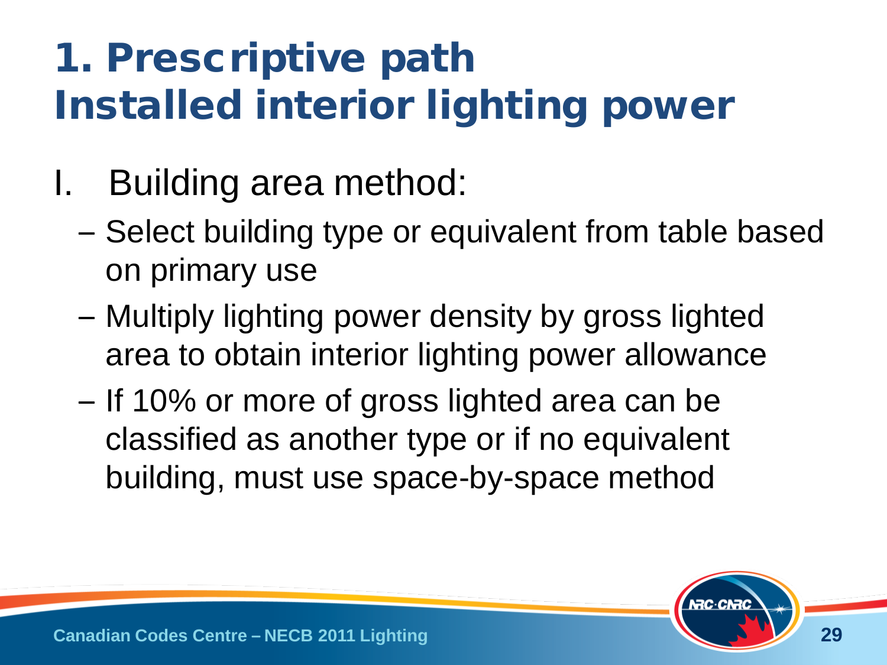# 1. Prescriptive path
# Installed interior lighting power

I. Building area method:
   - Select building type or equivalent from table based on primary use
   - Multiply lighting power density by gross lighted area to obtain interior lighting power allowance
   - If 10% or more of gross lighted area can be classified as another type or if no equivalent building, must use space-by-space method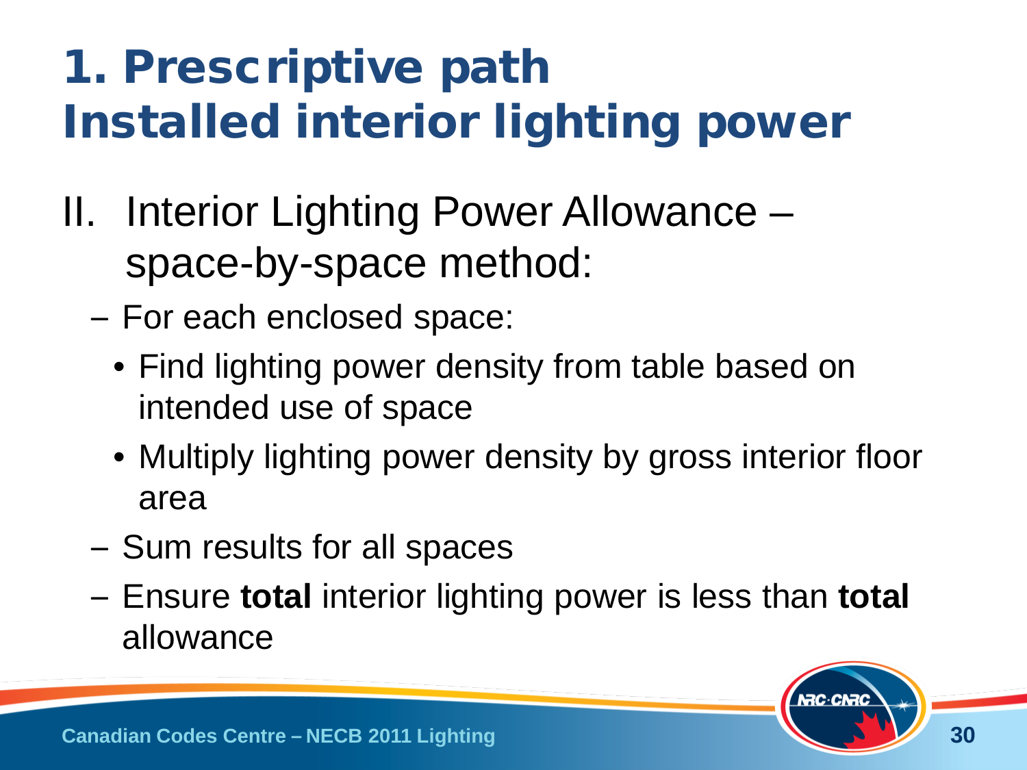# 1. Prescriptive path
# Installed interior lighting power

II. Interior Lighting Power Allowance – space-by-space method:

- For each enclosed space:
  - Find lighting power density from table based on intended use of space
  - Multiply lighting power density by gross interior floor area
- Sum results for all spaces
- Ensure **total** interior lighting power is less than **total** allowance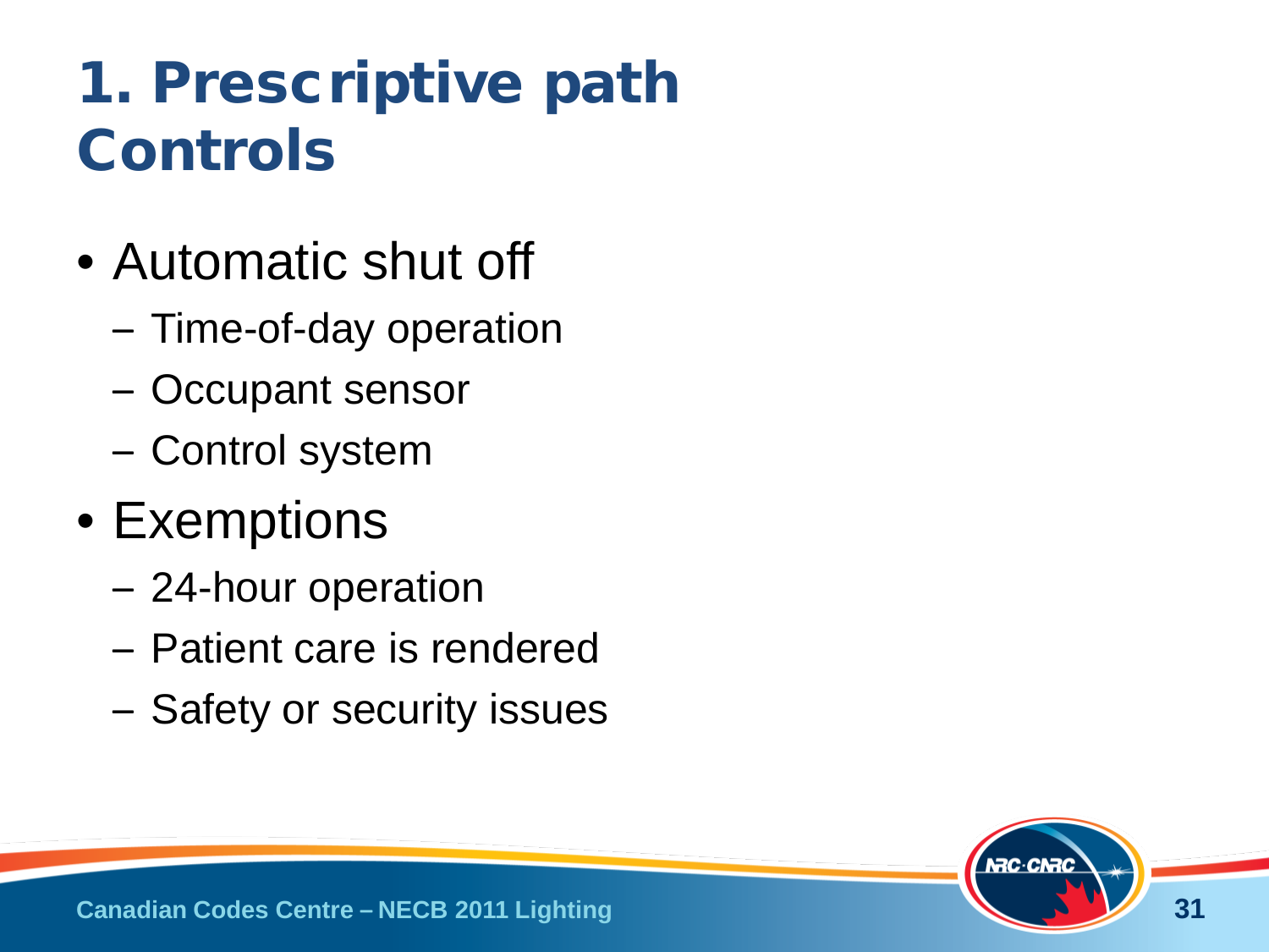# 1. Prescriptive path Controls

- Automatic shut off
  - Time-of-day operation
  - Occupant sensor
  - Control system
- Exemptions
  - 24-hour operation
  - Patient care is rendered
  - Safety or security issues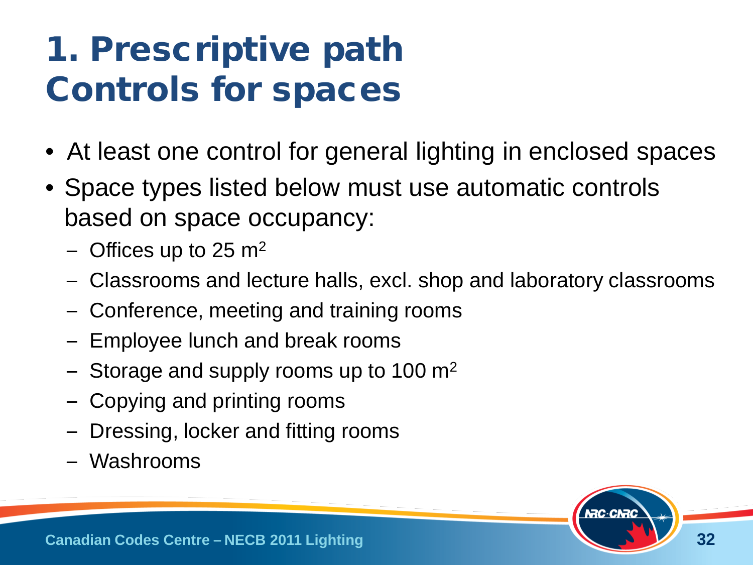# 1. Prescriptive path Controls for spaces

- At least one control for general lighting in enclosed spaces
- Space types listed below must use automatic controls based on space occupancy:
  - Offices up to 25 $m^2$
  - Classrooms and lecture halls, excl. shop and laboratory classrooms
  - Conference, meeting and training rooms
  - Employee lunch and break rooms
  - Storage and supply rooms up to 100 $m^2$
  - Copying and printing rooms
  - Dressing, locker and fitting rooms
  - Washrooms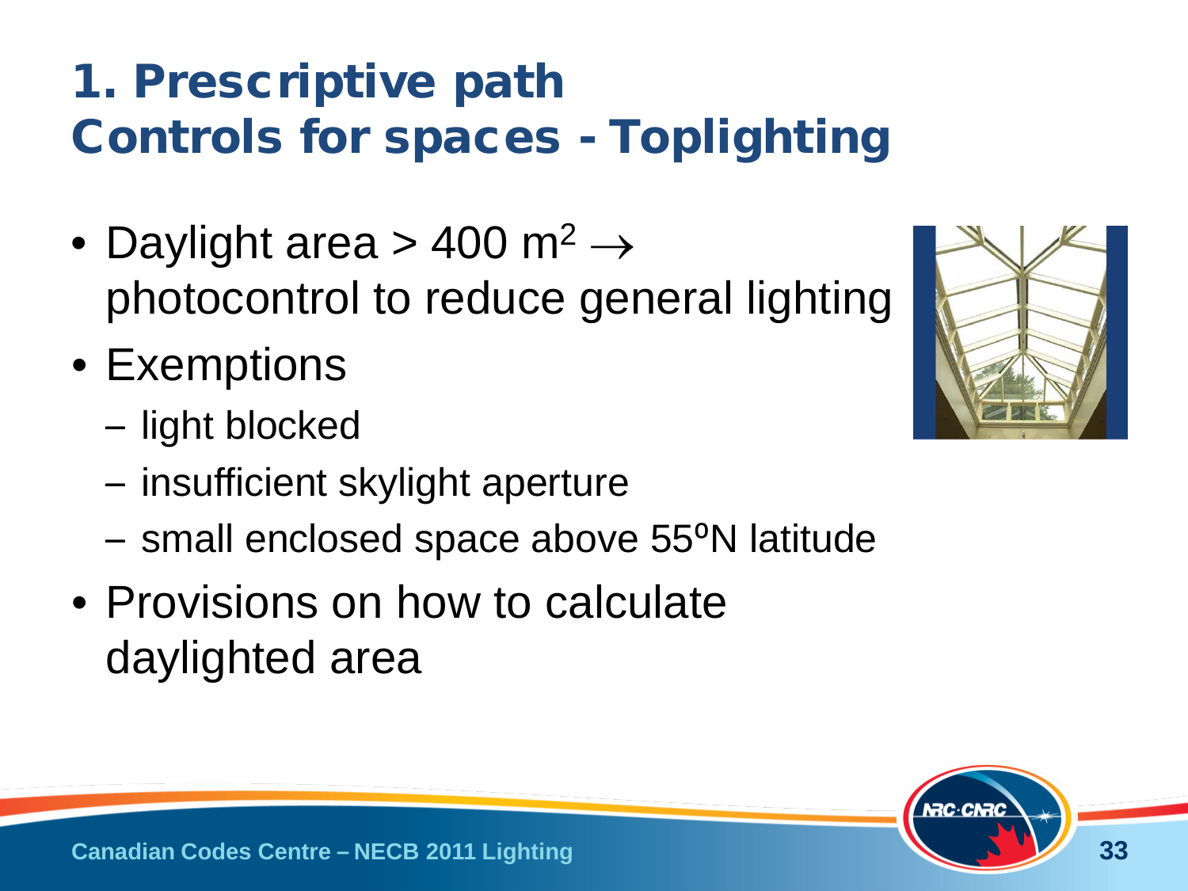# 1. Prescriptive path
## Controls for spaces - Toplighting

- Daylight area > 400 $m^2$ $\rightarrow$ photocontrol to reduce general lighting
- Exemptions
  - light blocked
  - insufficient skylight aperture
  - small enclosed space above 55ºN latitude
- Provisions on how to calculate daylighted area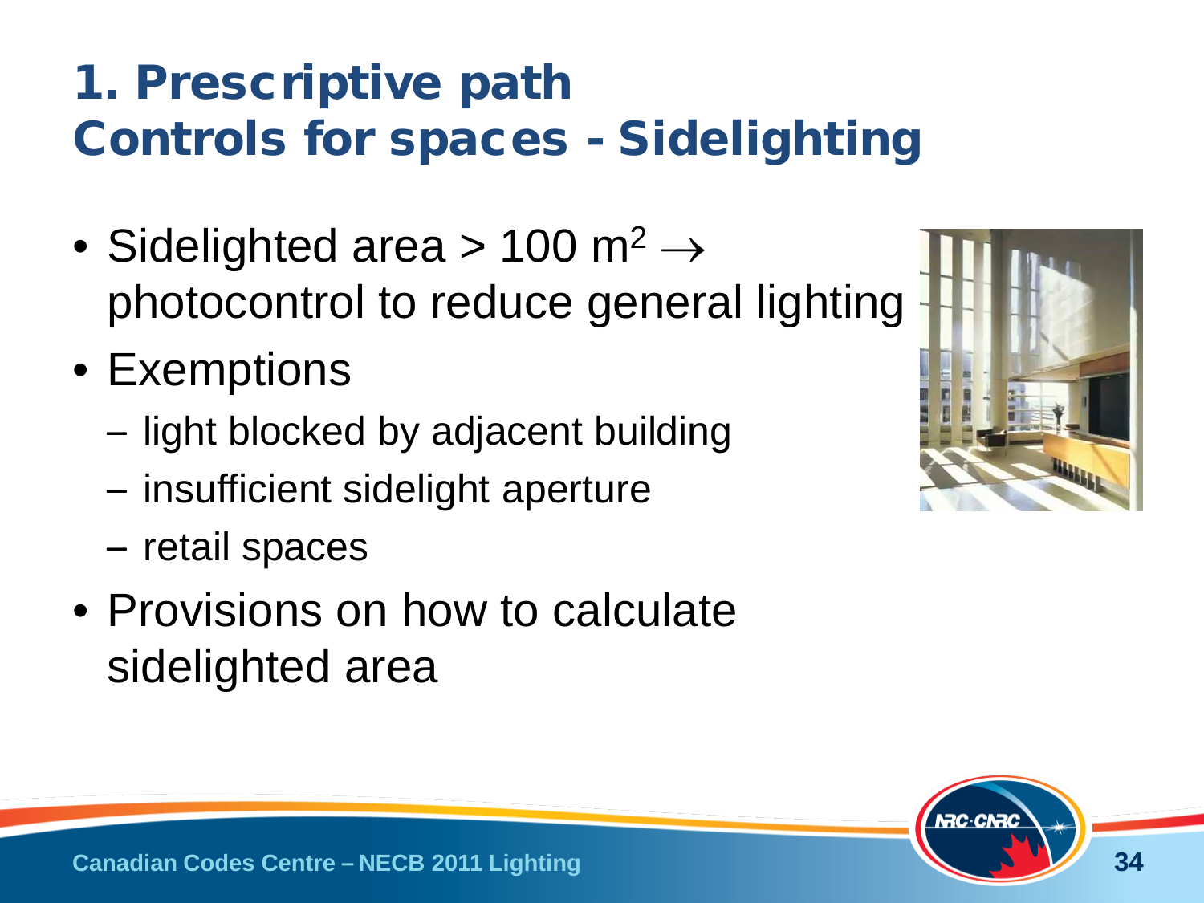# 1. Prescriptive path
## Controls for spaces - Sidelighting

- Sidelighted area > 100 $m^2$ $\rightarrow$ photocontrol to reduce general lighting
- Exemptions
  - light blocked by adjacent building
  - insufficient sidelight aperture
  - retail spaces
- Provisions on how to calculate sidelighted area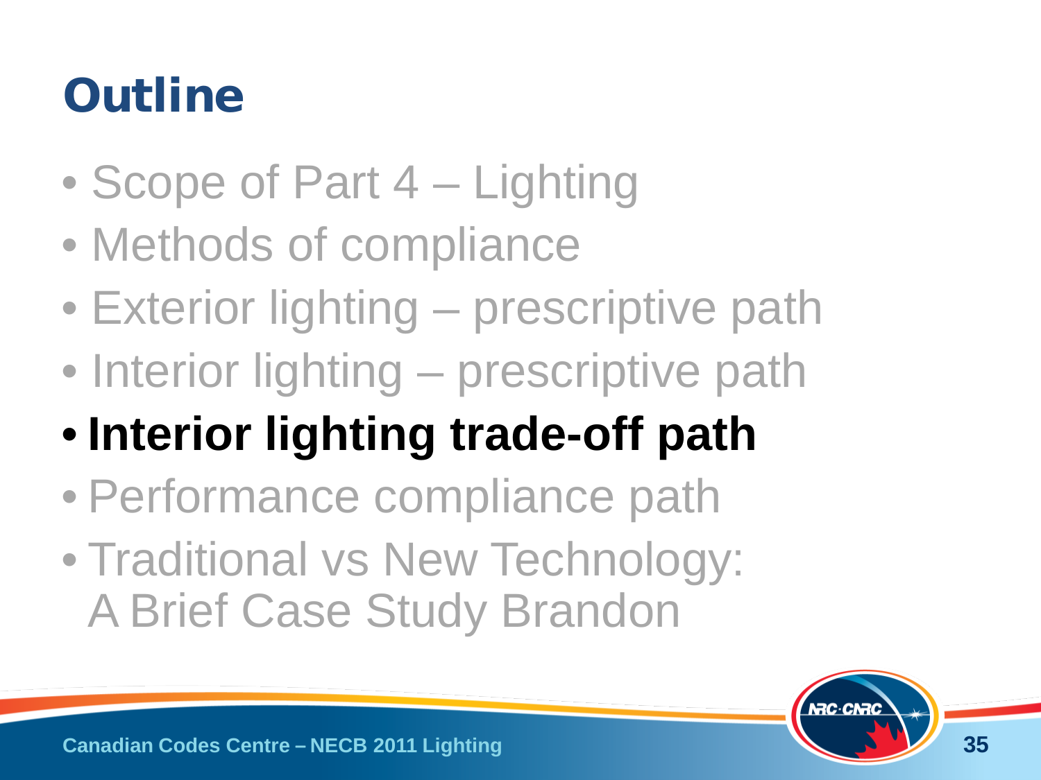# Outline

- Scope of Part 4 – Lighting
- Methods of compliance
- Exterior lighting – prescriptive path
- Interior lighting – prescriptive path
- **Interior lighting trade-off path**
- Performance compliance path
- Traditional vs New Technology: A Brief Case Study Brandon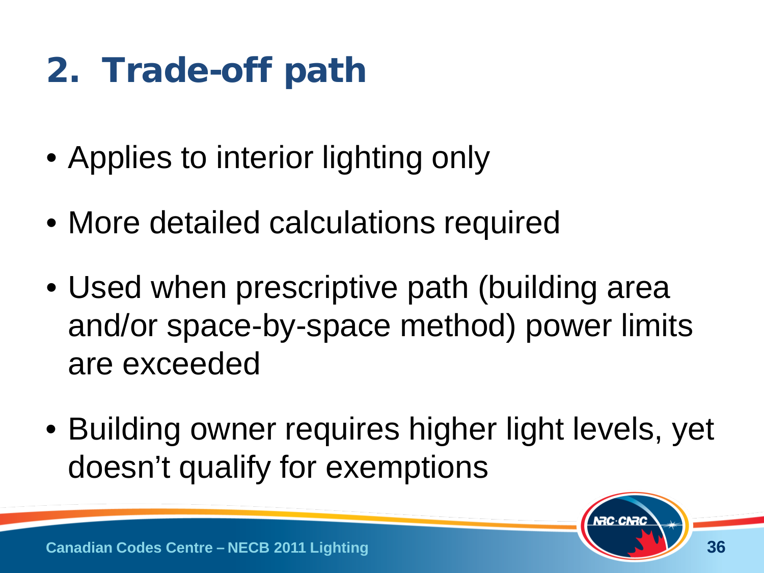# 2. Trade-off path

- Applies to interior lighting only
- More detailed calculations required
- Used when prescriptive path (building area and/or space-by-space method) power limits are exceeded
- Building owner requires higher light levels, yet doesn't qualify for exemptions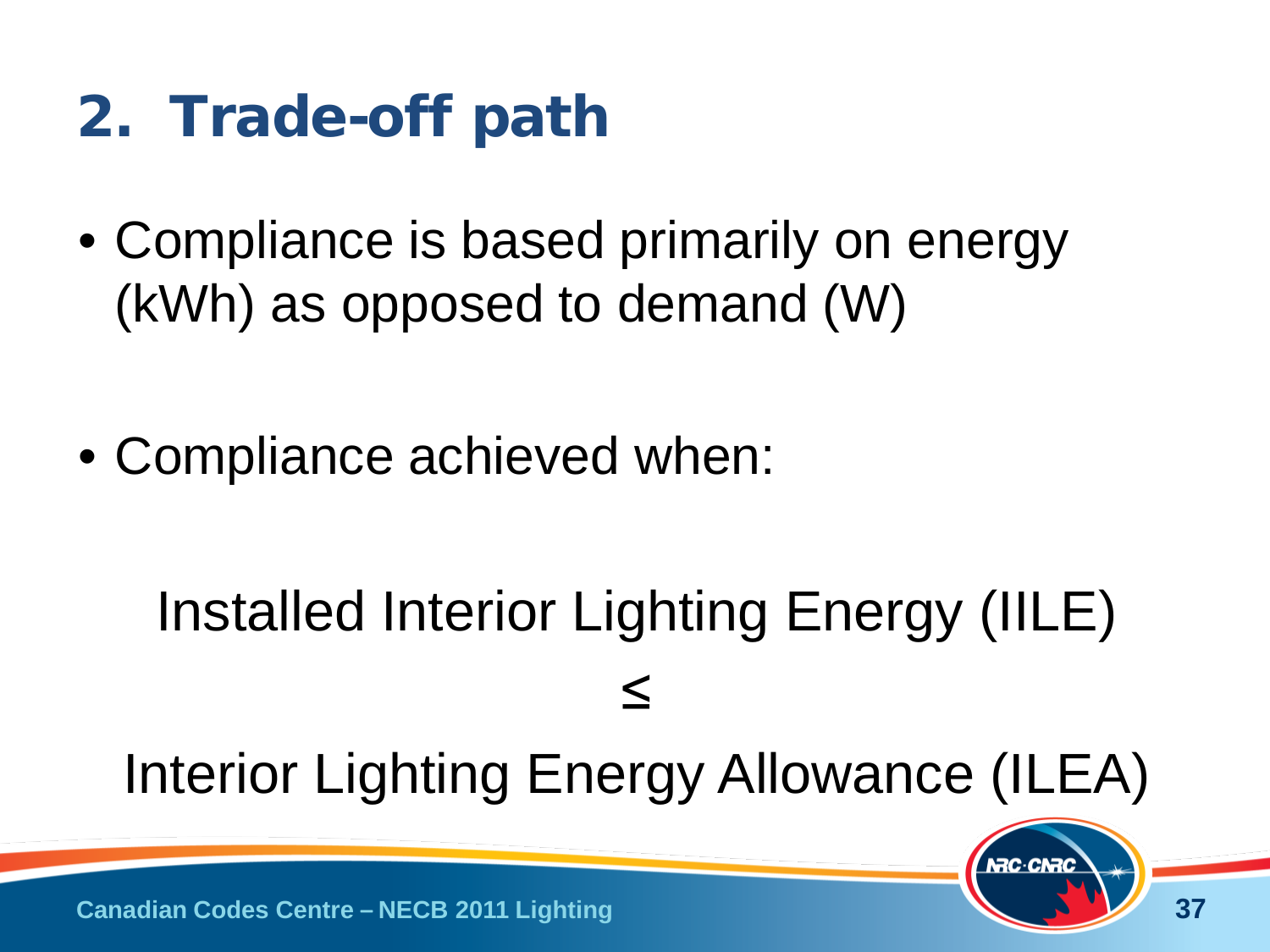# 2. Trade-off path

- Compliance is based primarily on energy (kWh) as opposed to demand (W)

- Compliance achieved when:

Installed Interior Lighting Energy (IILE)

≤

Interior Lighting Energy Allowance (ILEA)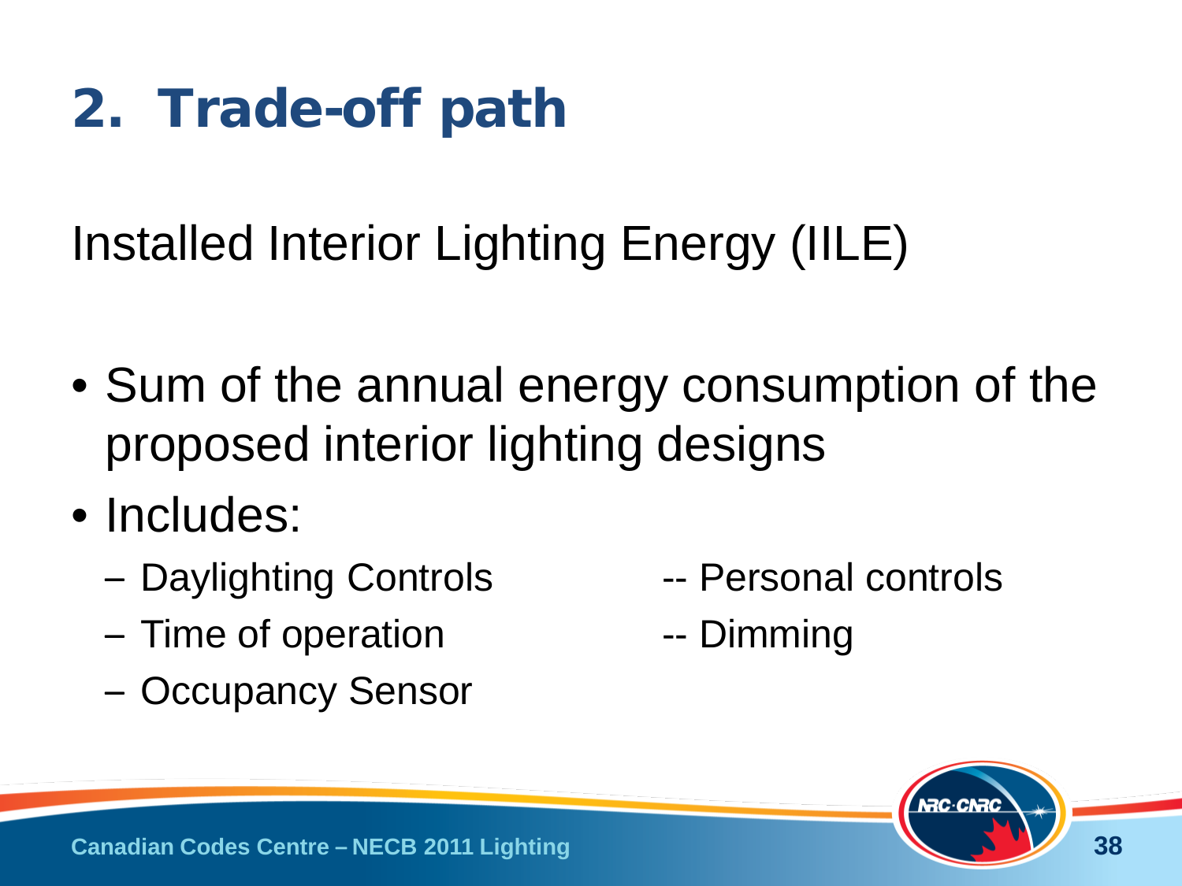# 2. Trade-off path

Installed Interior Lighting Energy (IILE)

- Sum of the annual energy consumption of the proposed interior lighting designs
- Includes:
  - Daylighting Controls
  - Time of operation
  - Occupancy Sensor
  - Personal controls
  - Dimming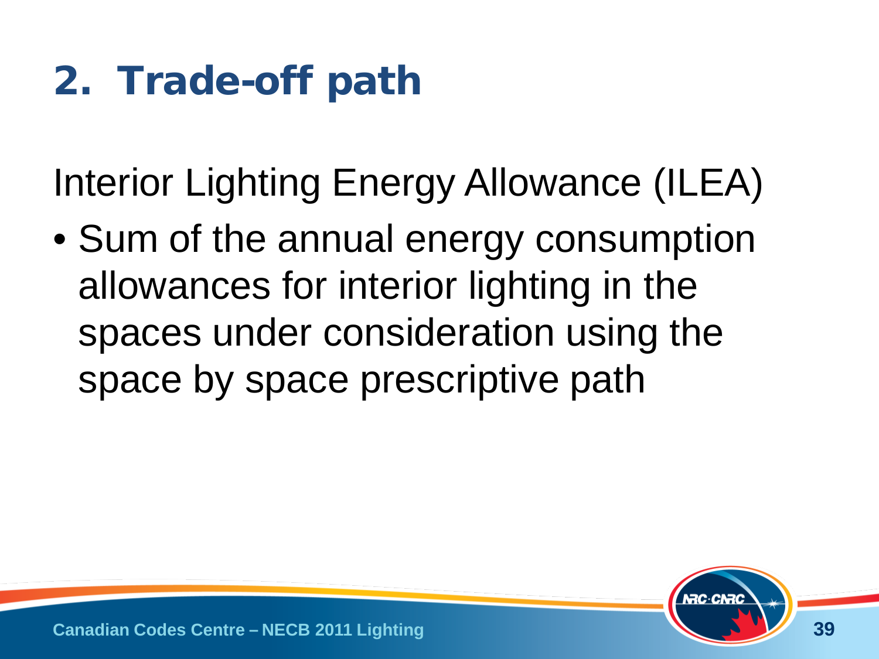# 2. Trade-off path

Interior Lighting Energy Allowance (ILEA)

- Sum of the annual energy consumption allowances for interior lighting in the spaces under consideration using the space by space prescriptive path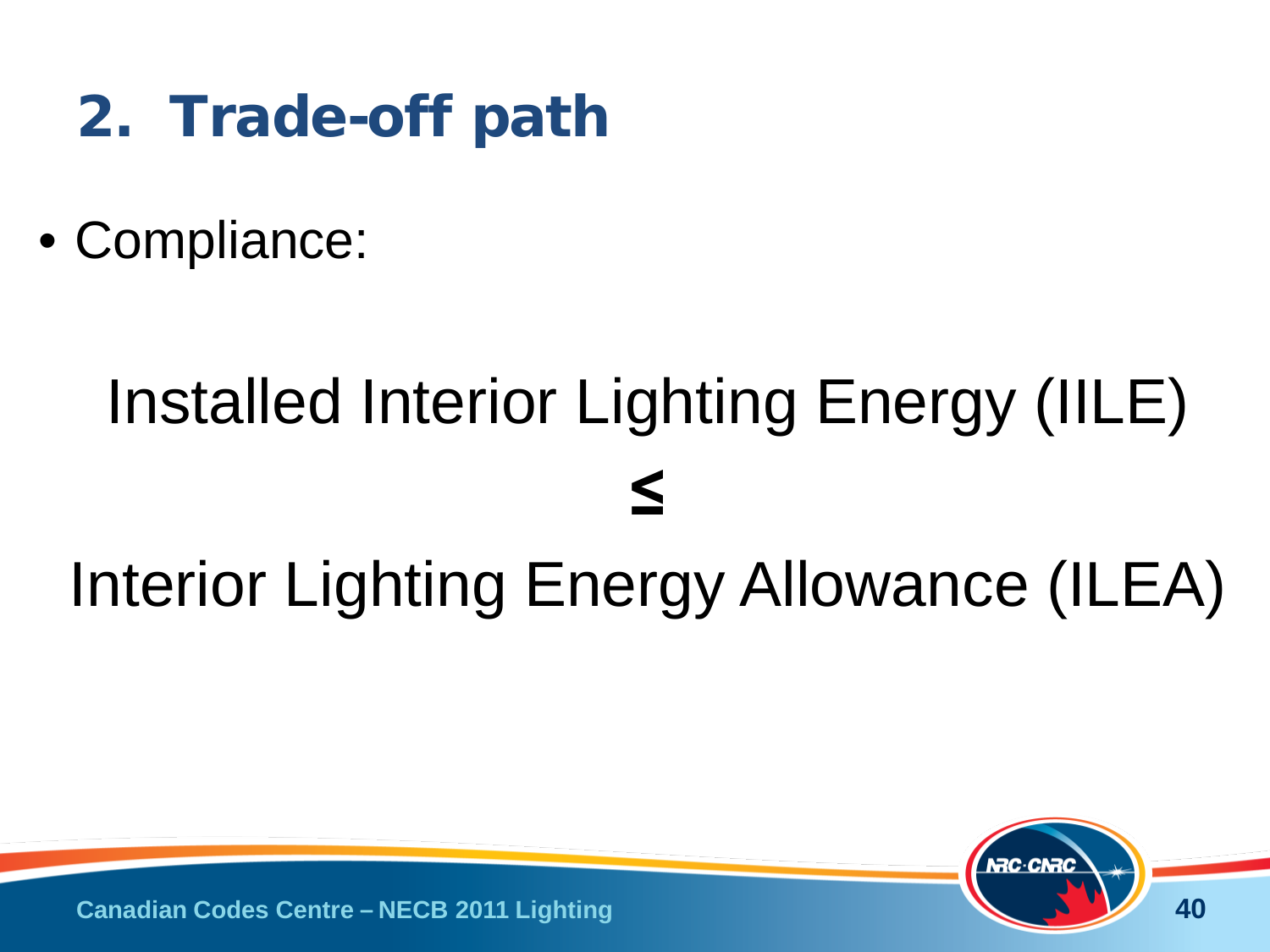## 2. Trade-off path

- Compliance:

Installed Interior Lighting Energy (IILE)

≤

Interior Lighting Energy Allowance (ILEA)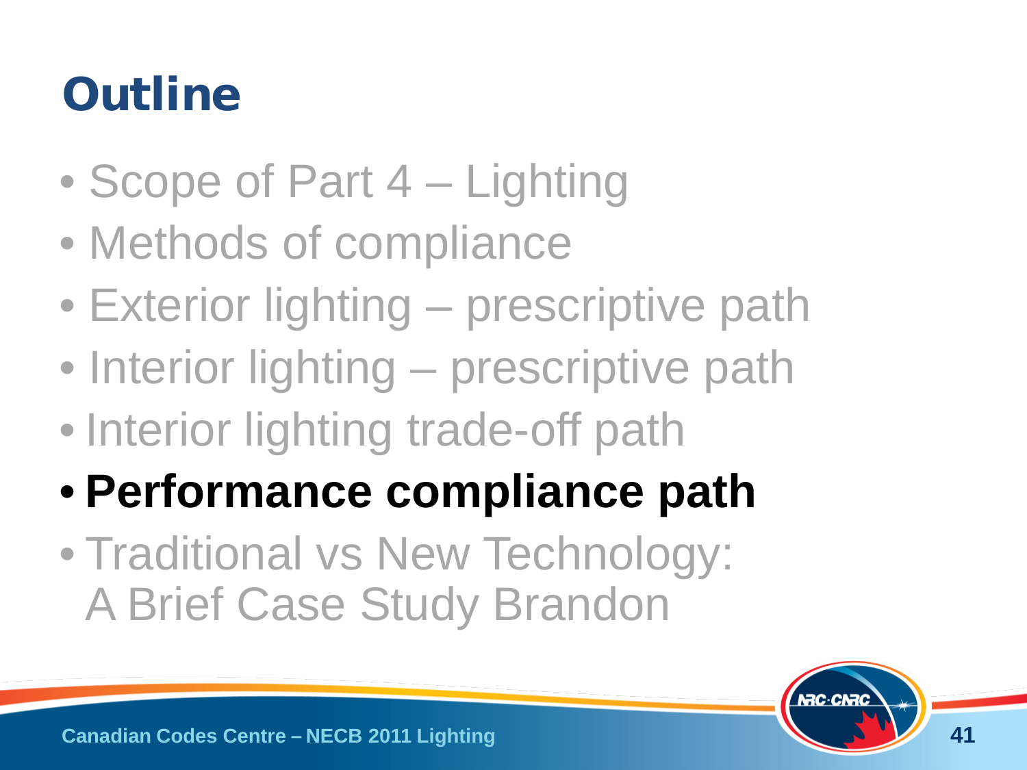# Outline

- Scope of Part 4 – Lighting
- Methods of compliance
- Exterior lighting – prescriptive path
- Interior lighting – prescriptive path
- Interior lighting trade-off path
- **Performance compliance path**
- Traditional vs New Technology: A Brief Case Study Brandon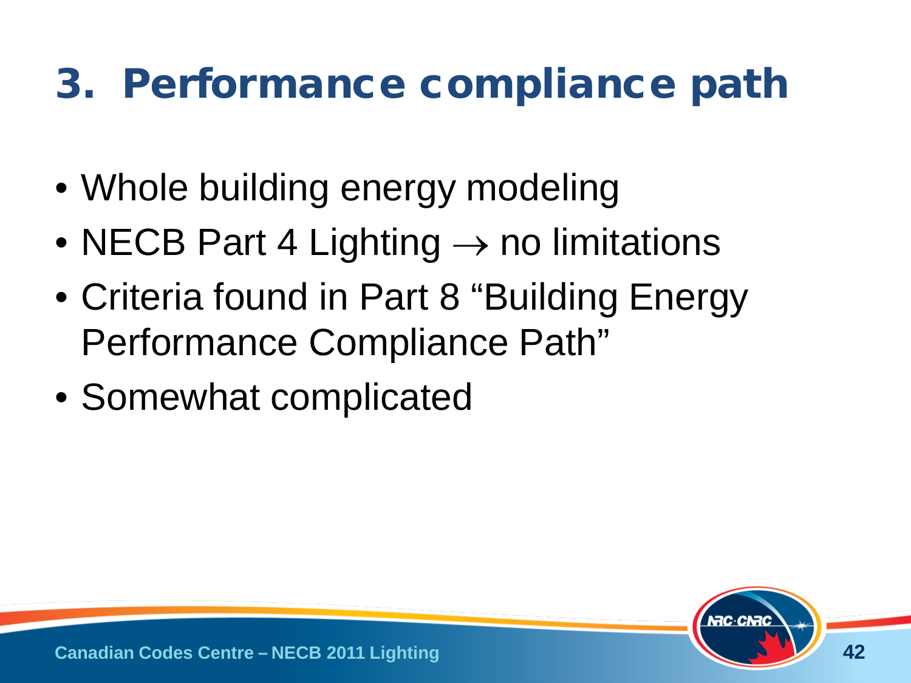# 3. Performance compliance path

- Whole building energy modeling
- NECB Part 4 Lighting $\rightarrow$ no limitations
- Criteria found in Part 8 “Building Energy Performance Compliance Path”
- Somewhat complicated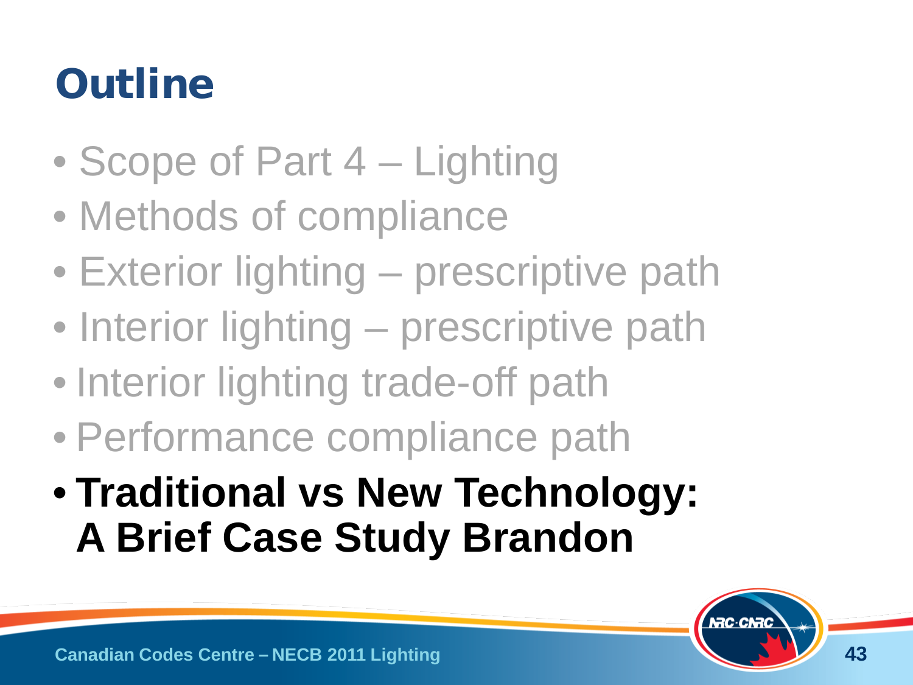# Outline

- Scope of Part 4 – Lighting
- Methods of compliance
- Exterior lighting – prescriptive path
- Interior lighting – prescriptive path
- Interior lighting trade-off path
- Performance compliance path
- **Traditional vs New Technology: A Brief Case Study Brandon**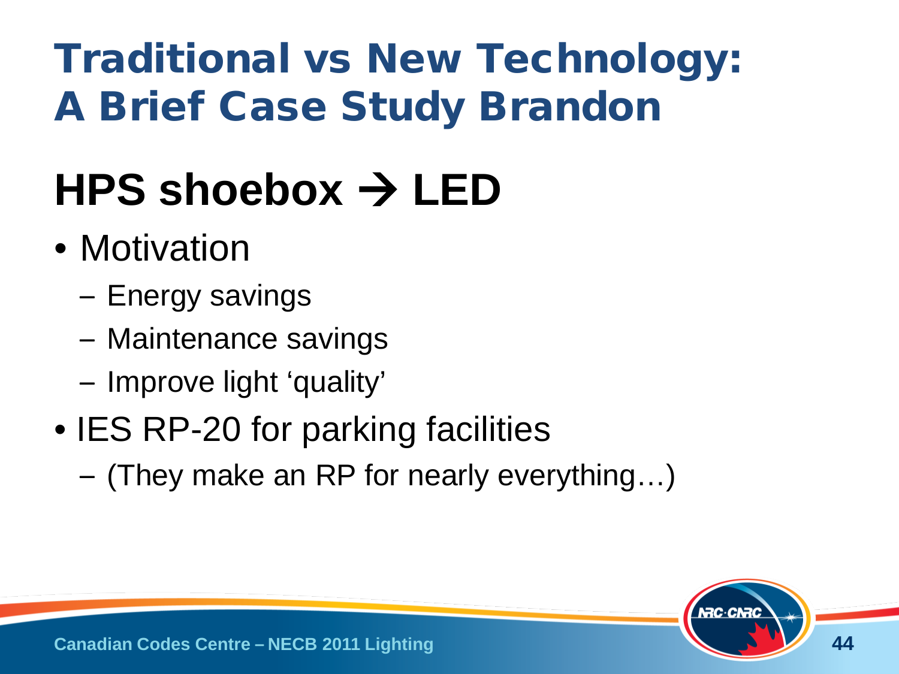# Traditional vs New Technology: A Brief Case Study Brandon

## HPS shoebox → LED

- Motivation
  - Energy savings
  - Maintenance savings
  - Improve light 'quality'
- IES RP-20 for parking facilities
  - (They make an RP for nearly everything…)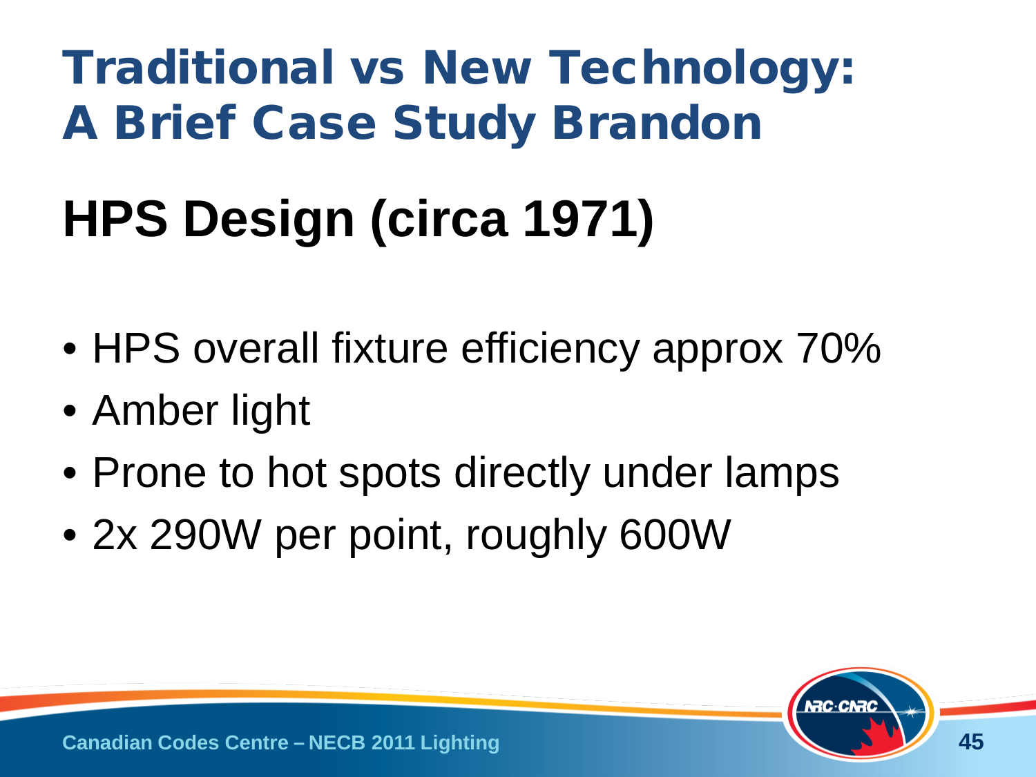# Traditional vs New Technology: A Brief Case Study Brandon

## HPS Design (circa 1971)

- HPS overall fixture efficiency approx 70%
- Amber light
- Prone to hot spots directly under lamps
- 2x 290W per point, roughly 600W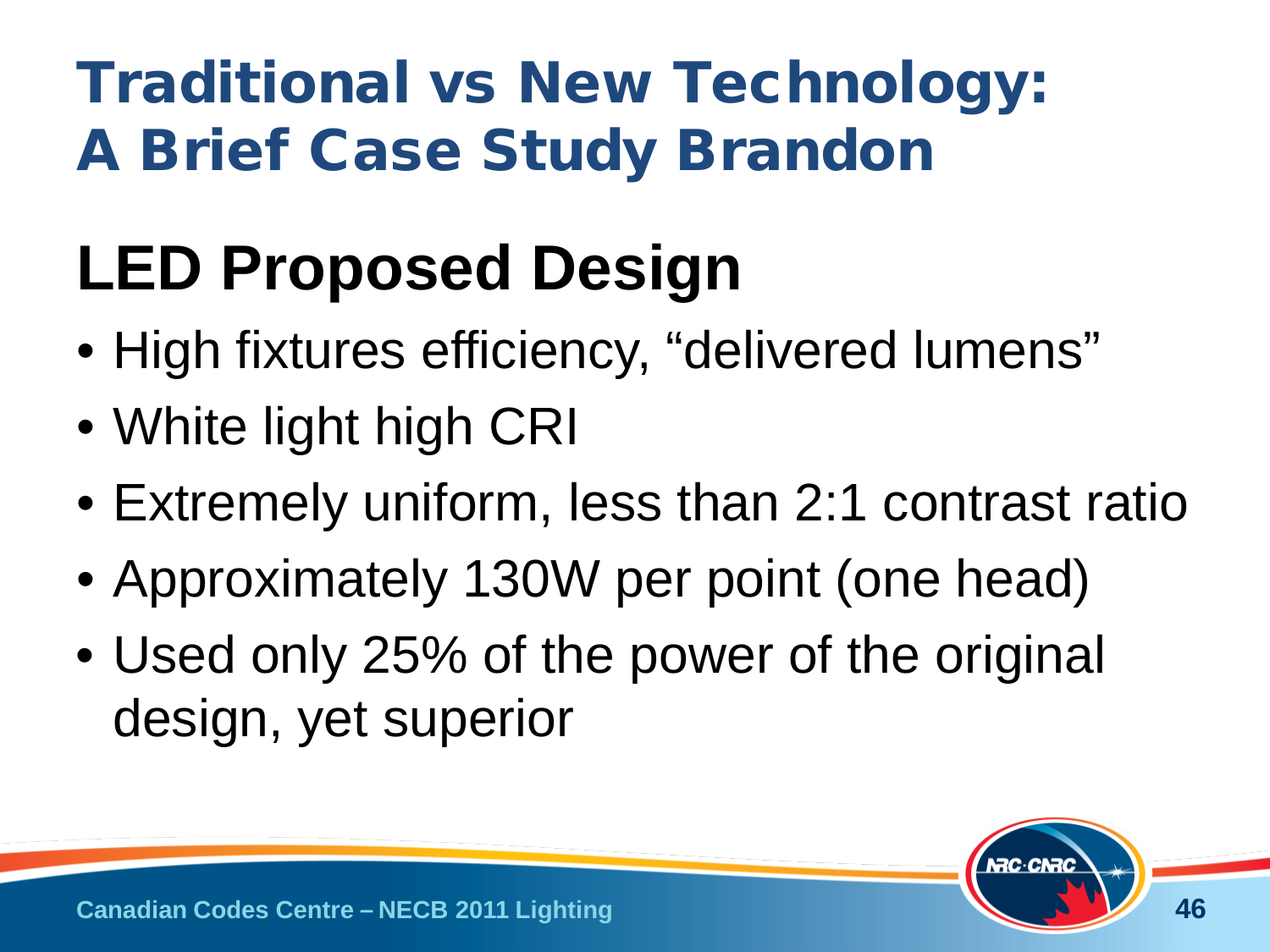# Traditional vs New Technology: A Brief Case Study Brandon

## LED Proposed Design

- High fixtures efficiency, “delivered lumens”
- White light high CRI
- Extremely uniform, less than 2:1 contrast ratio
- Approximately 130W per point (one head)
- Used only 25% of the power of the original design, yet superior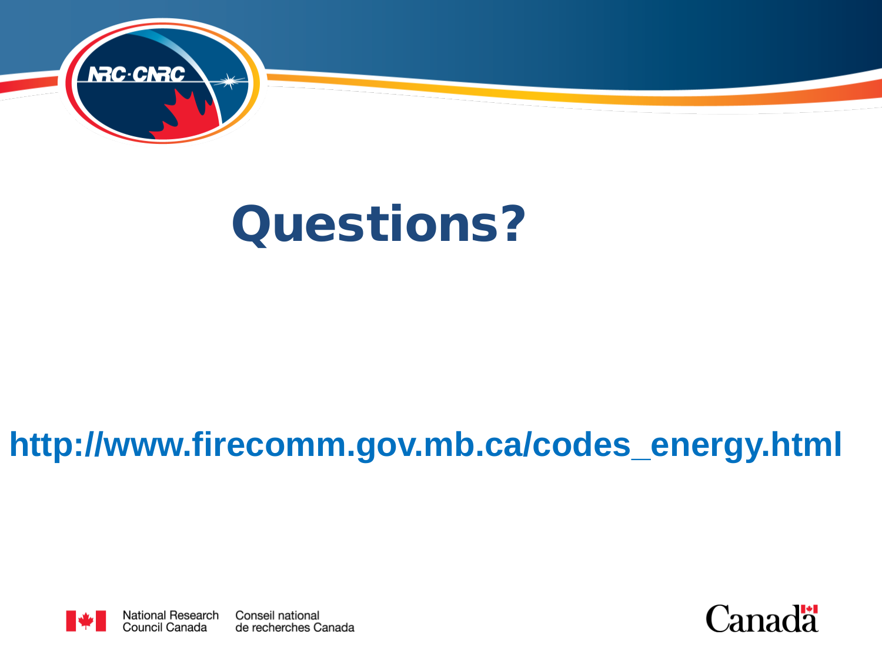# Questions?

**http://www.firecomm.gov.mb.ca/codes_energy.html**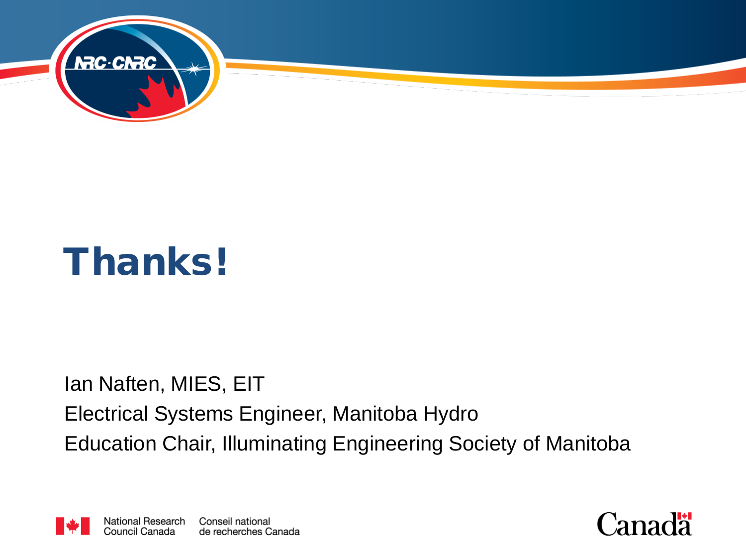# Thanks!

Ian Naften, MIES, EIT

Electrical Systems Engineer, Manitoba Hydro

Education Chair, Illuminating Engineering Society of Manitoba